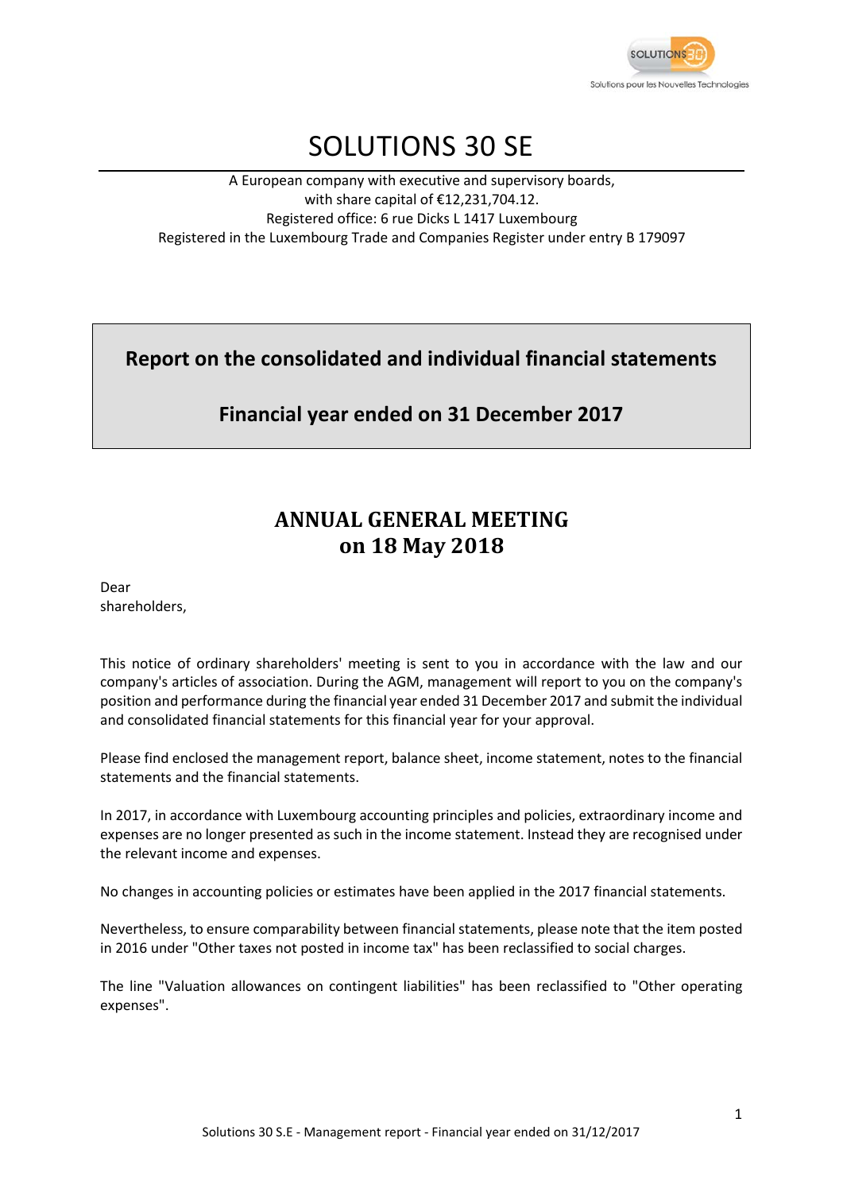# SOLUTIONS 30 SE

A European company with executive and supervisory boards,
with share capital of €12,231,704.12.
Registered office: 6 rue Dicks L 1417 Luxembourg
Registered in the Luxembourg Trade and Companies Register under entry B 179097

## Report on the consolidated and individual financial statements

## Financial year ended on 31 December 2017

## ANNUAL GENERAL MEETING on 18 May 2018

Dear
shareholders,

This notice of ordinary shareholders' meeting is sent to you in accordance with the law and our company's articles of association. During the AGM, management will report to you on the company's position and performance during the financial year ended 31 December 2017 and submit the individual and consolidated financial statements for this financial year for your approval.

Please find enclosed the management report, balance sheet, income statement, notes to the financial statements and the financial statements.

In 2017, in accordance with Luxembourg accounting principles and policies, extraordinary income and expenses are no longer presented as such in the income statement. Instead they are recognised under the relevant income and expenses.

No changes in accounting policies or estimates have been applied in the 2017 financial statements.

Nevertheless, to ensure comparability between financial statements, please note that the item posted in 2016 under "Other taxes not posted in income tax" has been reclassified to social charges.

The line "Valuation allowances on contingent liabilities" has been reclassified to "Other operating expenses".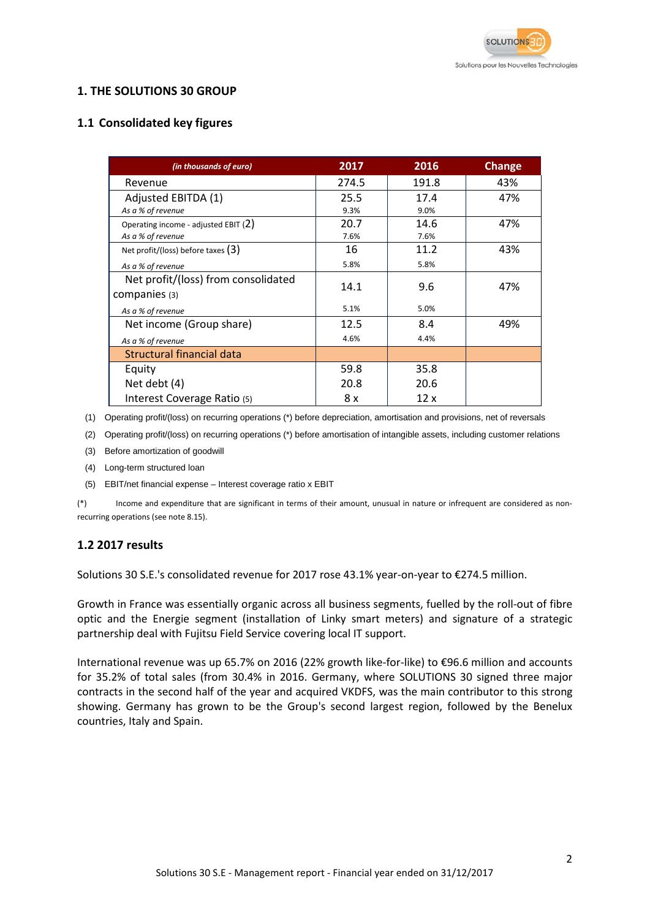# 1. THE SOLUTIONS 30 GROUP

## 1.1 Consolidated key figures

| *(in thousands of euro)* | 2017 | 2016 | Change |
|---|---|---|---|
| Revenue | 274.5 | 191.8 | 43% |
| Adjusted EBITDA (1) | 25.5 | 17.4 | 47% |
| *As a % of revenue* | 9.3% | 9.0% | |
| Operating income - adjusted EBIT (2) | 20.7 | 14.6 | 47% |
| *As a % of revenue* | 7.6% | 7.6% | |
| Net profit/(loss) before taxes (3) | 16 | 11.2 | 43% |
| *As a % of revenue* | 5.8% | 5.8% | |
| Net profit/(loss) from consolidated companies (3) | 14.1 | 9.6 | 47% |
| *As a % of revenue* | 5.1% | 5.0% | |
| Net income (Group share) | 12.5 | 8.4 | 49% |
| *As a % of revenue* | 4.6% | 4.4% | |
| **Structural financial data** | | | |
| Equity | 59.8 | 35.8 | |
| Net debt (4) | 20.8 | 20.6 | |
| Interest Coverage Ratio (5) | 8 x | 12 x | |

(1) Operating profit/(loss) on recurring operations (*) before depreciation, amortisation and provisions, net of reversals

(2) Operating profit/(loss) on recurring operations (*) before amortisation of intangible assets, including customer relations

(3) Before amortization of goodwill

(4) Long-term structured loan

(5) EBIT/net financial expense – Interest coverage ratio x EBIT

(*) Income and expenditure that are significant in terms of their amount, unusual in nature or infrequent are considered as non-recurring operations (see note 8.15).

## 1.2 2017 results

Solutions 30 S.E.'s consolidated revenue for 2017 rose 43.1% year-on-year to €274.5 million.

Growth in France was essentially organic across all business segments, fuelled by the roll-out of fibre optic and the Energie segment (installation of Linky smart meters) and signature of a strategic partnership deal with Fujitsu Field Service covering local IT support.

International revenue was up 65.7% on 2016 (22% growth like-for-like) to €96.6 million and accounts for 35.2% of total sales (from 30.4% in 2016. Germany, where SOLUTIONS 30 signed three major contracts in the second half of the year and acquired VKDFS, was the main contributor to this strong showing. Germany has grown to be the Group's second largest region, followed by the Benelux countries, Italy and Spain.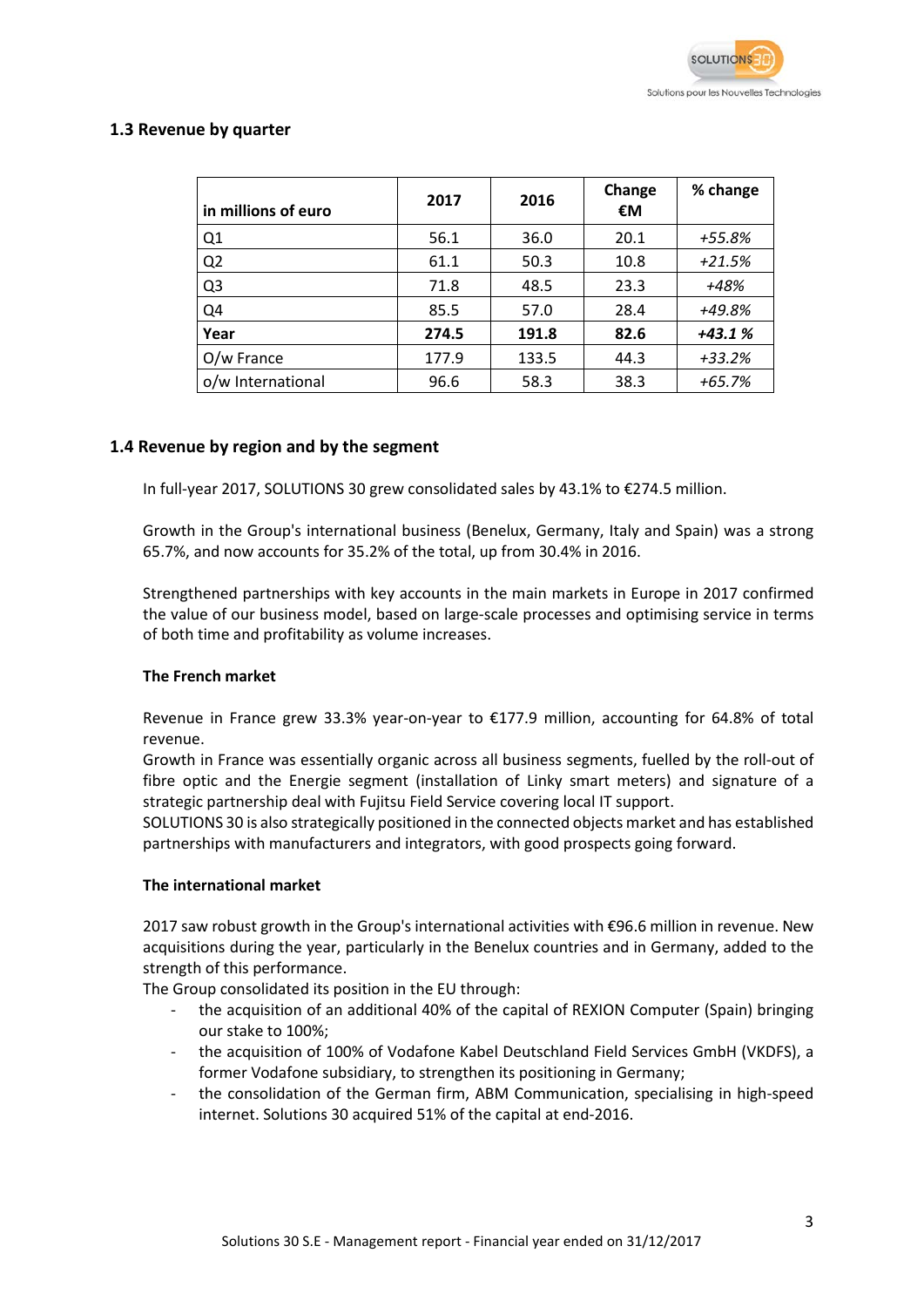## 1.3 Revenue by quarter

| in millions of euro | 2017 | 2016 | Change €M | % change |
|---|---|---|---|---|
| Q1 | 56.1 | 36.0 | 20.1 | *+55.8%* |
| Q2 | 61.1 | 50.3 | 10.8 | *+21.5%* |
| Q3 | 71.8 | 48.5 | 23.3 | *+48%* |
| Q4 | 85.5 | 57.0 | 28.4 | *+49.8%* |
| **Year** | **274.5** | **191.8** | **82.6** | ***+43.1 %*** |
| O/w France | 177.9 | 133.5 | 44.3 | *+33.2%* |
| o/w International | 96.6 | 58.3 | 38.3 | *+65.7%* |

## 1.4 Revenue by region and by the segment

In full-year 2017, SOLUTIONS 30 grew consolidated sales by 43.1% to €274.5 million.

Growth in the Group's international business (Benelux, Germany, Italy and Spain) was a strong 65.7%, and now accounts for 35.2% of the total, up from 30.4% in 2016.

Strengthened partnerships with key accounts in the main markets in Europe in 2017 confirmed the value of our business model, based on large-scale processes and optimising service in terms of both time and profitability as volume increases.

**The French market**

Revenue in France grew 33.3% year-on-year to €177.9 million, accounting for 64.8% of total revenue.
Growth in France was essentially organic across all business segments, fuelled by the roll-out of fibre optic and the Energie segment (installation of Linky smart meters) and signature of a strategic partnership deal with Fujitsu Field Service covering local IT support.
SOLUTIONS 30 is also strategically positioned in the connected objects market and has established partnerships with manufacturers and integrators, with good prospects going forward.

**The international market**

2017 saw robust growth in the Group's international activities with €96.6 million in revenue. New acquisitions during the year, particularly in the Benelux countries and in Germany, added to the strength of this performance.
The Group consolidated its position in the EU through:

- the acquisition of an additional 40% of the capital of REXION Computer (Spain) bringing our stake to 100%;
- the acquisition of 100% of Vodafone Kabel Deutschland Field Services GmbH (VKDFS), a former Vodafone subsidiary, to strengthen its positioning in Germany;
- the consolidation of the German firm, ABM Communication, specialising in high-speed internet. Solutions 30 acquired 51% of the capital at end-2016.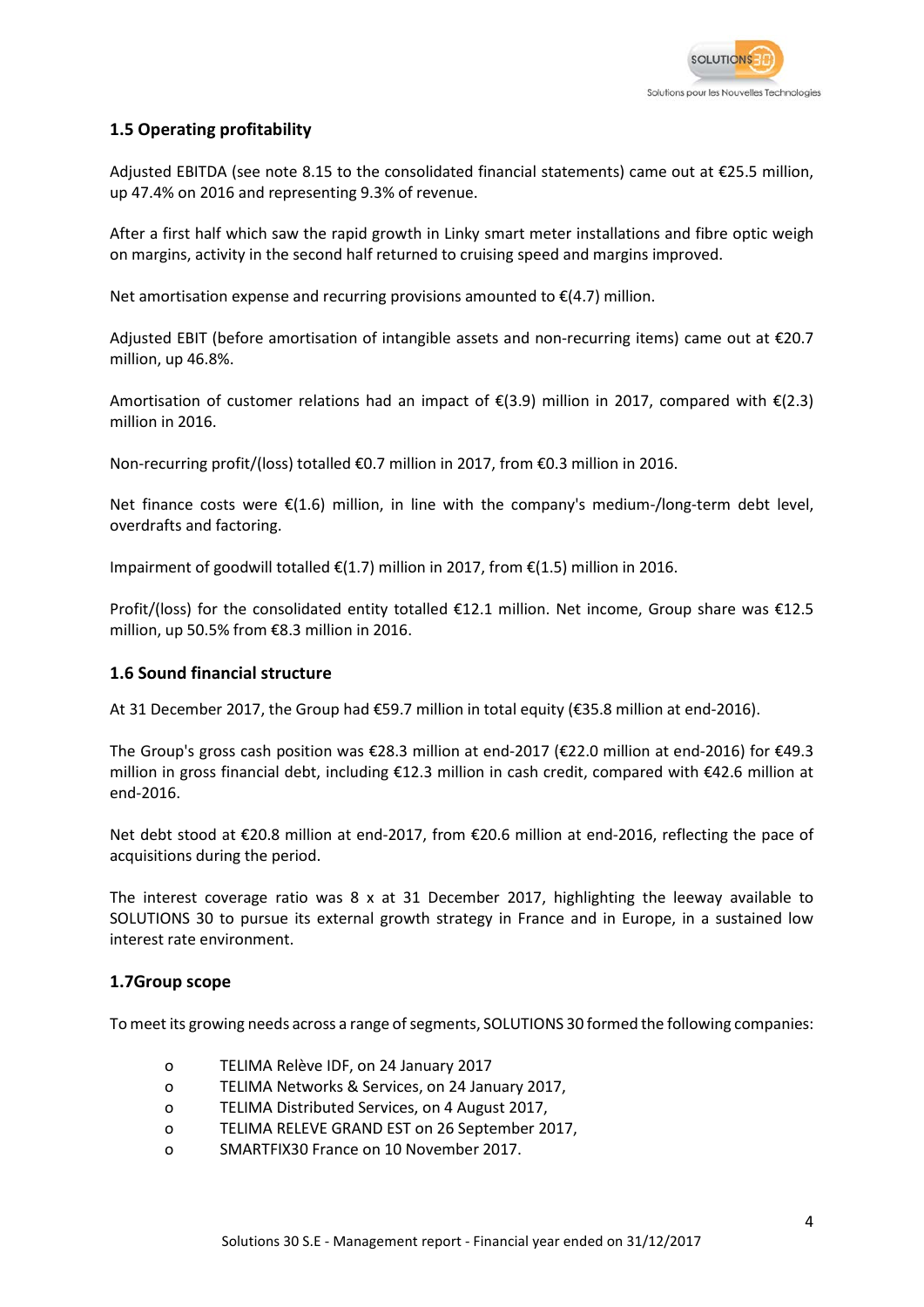### 1.5 Operating profitability

Adjusted EBITDA (see note 8.15 to the consolidated financial statements) came out at €25.5 million, up 47.4% on 2016 and representing 9.3% of revenue.

After a first half which saw the rapid growth in Linky smart meter installations and fibre optic weigh on margins, activity in the second half returned to cruising speed and margins improved.

Net amortisation expense and recurring provisions amounted to €(4.7) million.

Adjusted EBIT (before amortisation of intangible assets and non-recurring items) came out at €20.7 million, up 46.8%.

Amortisation of customer relations had an impact of €(3.9) million in 2017, compared with €(2.3) million in 2016.

Non-recurring profit/(loss) totalled €0.7 million in 2017, from €0.3 million in 2016.

Net finance costs were €(1.6) million, in line with the company's medium-/long-term debt level, overdrafts and factoring.

Impairment of goodwill totalled €(1.7) million in 2017, from €(1.5) million in 2016.

Profit/(loss) for the consolidated entity totalled €12.1 million. Net income, Group share was €12.5 million, up 50.5% from €8.3 million in 2016.

### 1.6 Sound financial structure

At 31 December 2017, the Group had €59.7 million in total equity (€35.8 million at end-2016).

The Group's gross cash position was €28.3 million at end-2017 (€22.0 million at end-2016) for €49.3 million in gross financial debt, including €12.3 million in cash credit, compared with €42.6 million at end-2016.

Net debt stood at €20.8 million at end-2017, from €20.6 million at end-2016, reflecting the pace of acquisitions during the period.

The interest coverage ratio was 8 x at 31 December 2017, highlighting the leeway available to SOLUTIONS 30 to pursue its external growth strategy in France and in Europe, in a sustained low interest rate environment.

### 1.7Group scope

To meet its growing needs across a range of segments, SOLUTIONS 30 formed the following companies:

- TELIMA Relève IDF, on 24 January 2017
- TELIMA Networks & Services, on 24 January 2017,
- TELIMA Distributed Services, on 4 August 2017,
- TELIMA RELEVE GRAND EST on 26 September 2017,
- SMARTFIX30 France on 10 November 2017.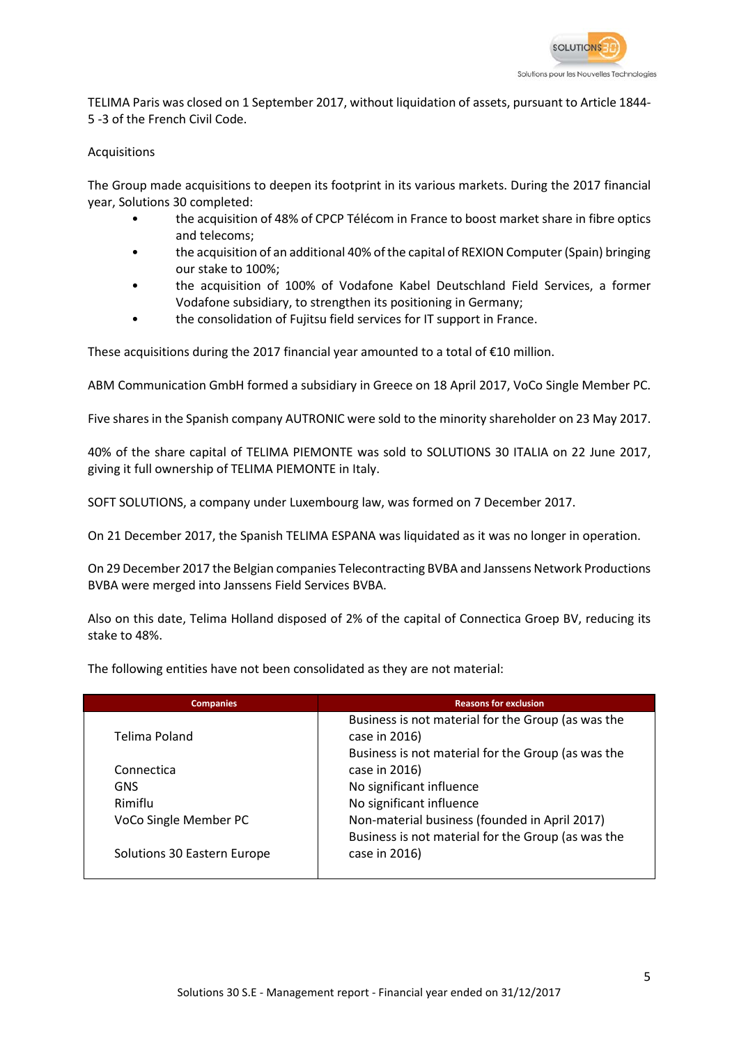TELIMA Paris was closed on 1 September 2017, without liquidation of assets, pursuant to Article 1844-5 -3 of the French Civil Code.

Acquisitions

The Group made acquisitions to deepen its footprint in its various markets. During the 2017 financial year, Solutions 30 completed:

- the acquisition of 48% of CPCP Télécom in France to boost market share in fibre optics and telecoms;
- the acquisition of an additional 40% of the capital of REXION Computer (Spain) bringing our stake to 100%;
- the acquisition of 100% of Vodafone Kabel Deutschland Field Services, a former Vodafone subsidiary, to strengthen its positioning in Germany;
- the consolidation of Fujitsu field services for IT support in France.

These acquisitions during the 2017 financial year amounted to a total of €10 million.

ABM Communication GmbH formed a subsidiary in Greece on 18 April 2017, VoCo Single Member PC.

Five shares in the Spanish company AUTRONIC were sold to the minority shareholder on 23 May 2017.

40% of the share capital of TELIMA PIEMONTE was sold to SOLUTIONS 30 ITALIA on 22 June 2017, giving it full ownership of TELIMA PIEMONTE in Italy.

SOFT SOLUTIONS, a company under Luxembourg law, was formed on 7 December 2017.

On 21 December 2017, the Spanish TELIMA ESPANA was liquidated as it was no longer in operation.

On 29 December 2017 the Belgian companies Telecontracting BVBA and Janssens Network Productions BVBA were merged into Janssens Field Services BVBA.

Also on this date, Telima Holland disposed of 2% of the capital of Connectica Groep BV, reducing its stake to 48%.

The following entities have not been consolidated as they are not material:

| Companies | Reasons for exclusion |
| --- | --- |
| Telima Poland | Business is not material for the Group (as was the case in 2016) |
| Connectica | Business is not material for the Group (as was the case in 2016) |
| GNS | No significant influence |
| Rimiflu | No significant influence |
| VoCo Single Member PC | Non-material business (founded in April 2017) |
| Solutions 30 Eastern Europe | Business is not material for the Group (as was the case in 2016) |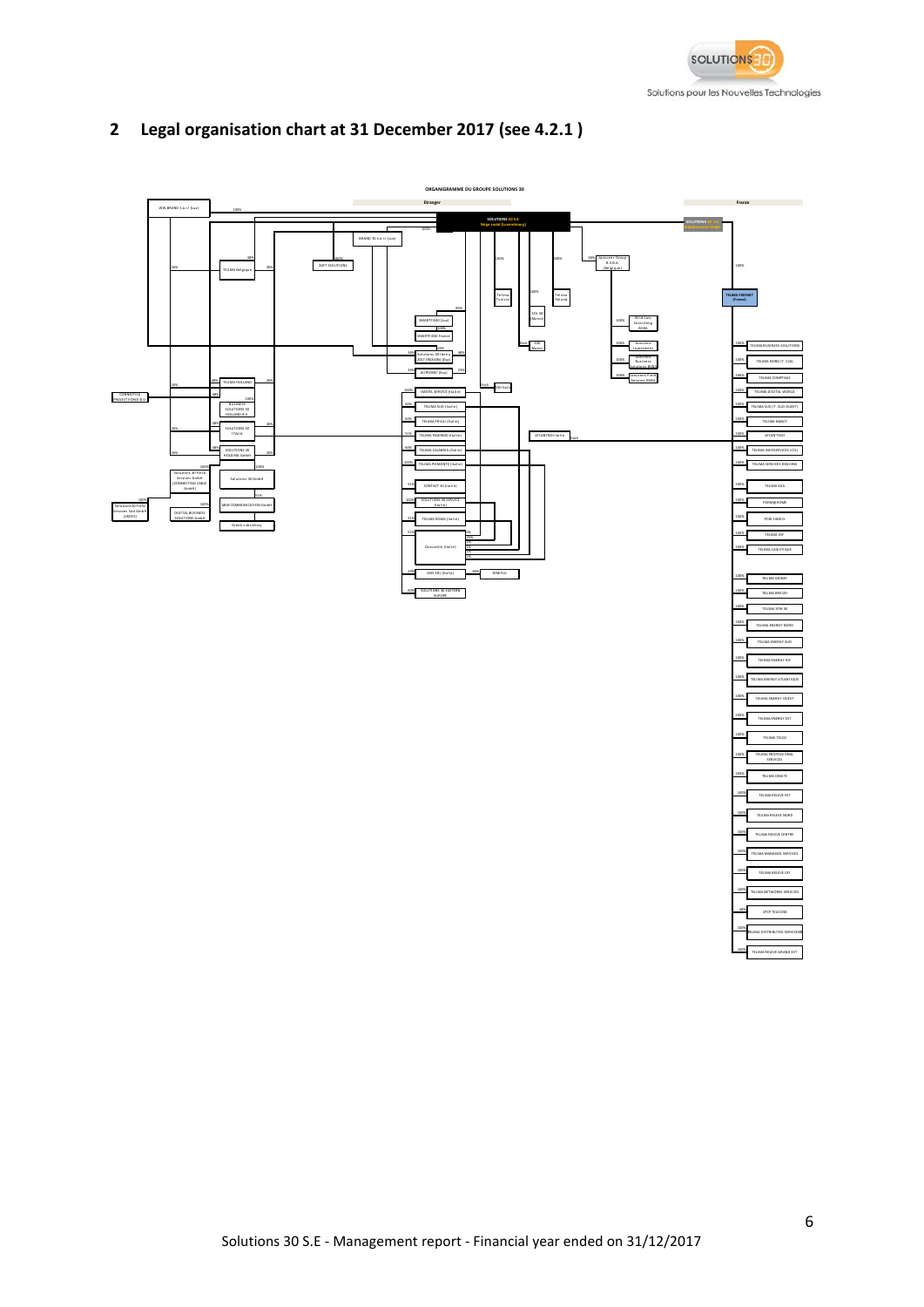## 2 Legal organisation chart at 31 December 2017 (see 4.2.1 )

ORGANIGRAMME DU GROUPE SOLUTIONS 30

Etranger

France

SOLUTIONS 30 S.E.
Siège social (Luxembourg)

SOLUTIONS 30 S.E.
Établissement Stable

WW BRAND S.à.r.l (lux)

BRAND 30 S.à.r.l (lux)

TELIMA Belgique

SOFT SOLUTIONS

Janssens Group B.V.B.A. (Belgique)

Telima Tunisie

Telima Poland

TELIMA FRENERT (France)

SOL 30 (Maroc)

SMARTFIX30 (lux)

SMARTFIX30 France

S30 Maroc

Wind-Cab Consulting BVBA

Janssens Investment

Janssens Business Solutions BVBA

Janssens Field Services BVBA

Solutions 30 Iberia 2017 (IBEXCOM) (Esp)

AUTRONIC (Esp)

TELIMA HOLLAND

CONNECTING PROJECT FORCE B.V.

BUSINESS SOLUTIONS 30 HOLLAND B.V.

SOLUTIONS 30 ITALIA

SOLUTIONS 30 HOLDING GmbH

Solutions 30 Field Services GmbH (CONNECTING CABLE GmbH)

Solutions 30 GmbH

Solutions30 Field Services Süd GmbH (WDSYS)

ABM COMMUNICATION GmbH

DIGITAL BUSINESS SOLUTIONS GmbH

Gmnh subsidiary

S30 Suisse

SMATEL SERVICE (Italie)

TELIMA SUD (Italie)

TELIMA FRIULI (Italie)

TELIMA PALERMO (Italie)

TELIMA CALABRIA (Italie)

TELIMA PIEMONTE (Italie)

CONTACT 30 (Italie)

SOLUTIONS 30 SERVICE (Italie)

TELIMA ROMA (Italie)

Consortile (Italie)

GINS SRL (Italie)

REM PLU

SOLUTIONS 30 EASTERN EUROPE

ATLANTECH Italie

TELIMA BUSINESS SOLUTIONS

TELIMA NORD (T. CGS)

TELIMA COMPTAGE

TELIMA DIGITAL WORLD

TELIMA SUD (T. SUD OUEST)

TELIMA NANCY

ATLANTECH

TELIMA INFOSERVICES (CIS)

TELIMA SERVICES REGIONS

TELIMA SGA

FORM@HOME

PC30 FAMILY

TELIMA IDF

TELIMA LOGISTIQUE

TELIMA MONEY

TELIMA BREIZH

TELIMA STM 30

TELIMA ENERGY NORD

TELIMA ENERGY SUD

TELIMA ENERGY IDF

TELIMA ENERGY ATLANTIQUE

TELIMA ENERGY OUEST

TELIMA ENERGY EST

TELIMA TELCO

TELIMA PROFESSIONAL SERVICES

TELIMA ONSITE

TELIMA RELEVE EST

TELIMA RELEVE NORD

TELIMA RELEVE CENTRE

TELIMA MANAGED SERVICES

TELIMA RELEVE IDF

TELIMA NETWORKS SERVICES

CPCP TELECOM

TELIMA DISTRIBUTED SERVICES

TELIMA RELEVE GRAND EST

Solutions 30 S.E - Management report - Financial year ended on 31/12/2017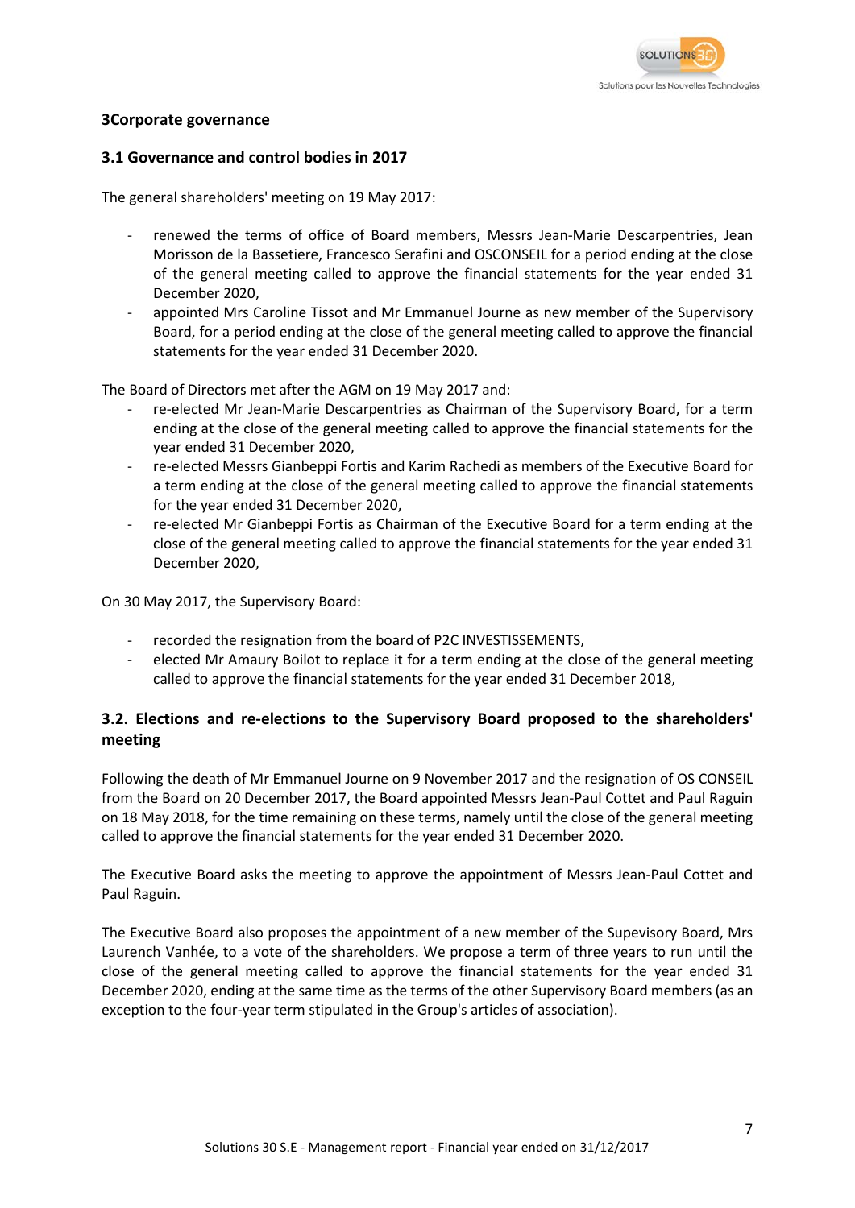## 3Corporate governance

### 3.1 Governance and control bodies in 2017

The general shareholders' meeting on 19 May 2017:

- renewed the terms of office of Board members, Messrs Jean-Marie Descarpentries, Jean Morisson de la Bassetiere, Francesco Serafini and OSCONSEIL for a period ending at the close of the general meeting called to approve the financial statements for the year ended 31 December 2020,
- appointed Mrs Caroline Tissot and Mr Emmanuel Journe as new member of the Supervisory Board, for a period ending at the close of the general meeting called to approve the financial statements for the year ended 31 December 2020.

The Board of Directors met after the AGM on 19 May 2017 and:

- re-elected Mr Jean-Marie Descarpentries as Chairman of the Supervisory Board, for a term ending at the close of the general meeting called to approve the financial statements for the year ended 31 December 2020,
- re-elected Messrs Gianbeppi Fortis and Karim Rachedi as members of the Executive Board for a term ending at the close of the general meeting called to approve the financial statements for the year ended 31 December 2020,
- re-elected Mr Gianbeppi Fortis as Chairman of the Executive Board for a term ending at the close of the general meeting called to approve the financial statements for the year ended 31 December 2020,

On 30 May 2017, the Supervisory Board:

- recorded the resignation from the board of P2C INVESTISSEMENTS,
- elected Mr Amaury Boilot to replace it for a term ending at the close of the general meeting called to approve the financial statements for the year ended 31 December 2018,

### 3.2. Elections and re-elections to the Supervisory Board proposed to the shareholders' meeting

Following the death of Mr Emmanuel Journe on 9 November 2017 and the resignation of OS CONSEIL from the Board on 20 December 2017, the Board appointed Messrs Jean-Paul Cottet and Paul Raguin on 18 May 2018, for the time remaining on these terms, namely until the close of the general meeting called to approve the financial statements for the year ended 31 December 2020.

The Executive Board asks the meeting to approve the appointment of Messrs Jean-Paul Cottet and Paul Raguin.

The Executive Board also proposes the appointment of a new member of the Supevisory Board, Mrs Laurench Vanhée, to a vote of the shareholders. We propose a term of three years to run until the close of the general meeting called to approve the financial statements for the year ended 31 December 2020, ending at the same time as the terms of the other Supervisory Board members (as an exception to the four-year term stipulated in the Group's articles of association).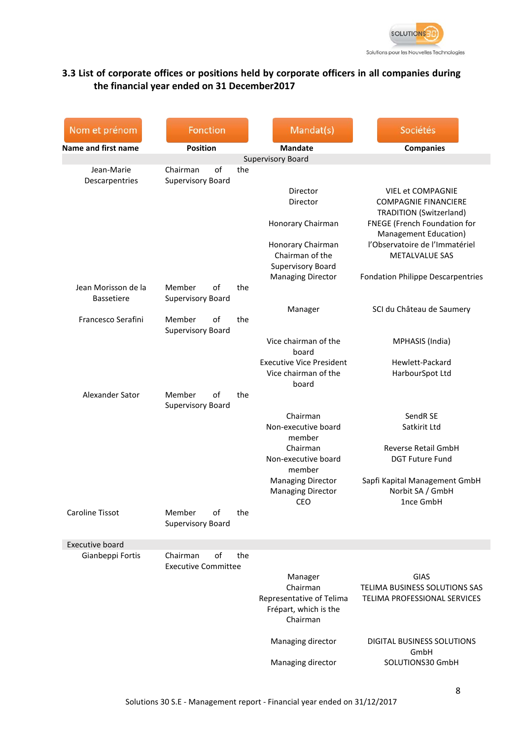### 3.3 List of corporate offices or positions held by corporate officers in all companies during the financial year ended on 31 December2017

| Nom et prénom<br>Name and first name | Fonction<br>Position | Mandat(s)<br>Mandate | Sociétés<br>Companies |
|---|---|---|---|
| | Supervisory Board | | |
| Jean-Marie Descarpentries | Chairman of the Supervisory Board | | |
| | | Director | VIEL et COMPAGNIE |
| | | Director | COMPAGNIE FINANCIERE TRADITION (Switzerland) |
| | | Honorary Chairman | FNEGE (French Foundation for Management Education) |
| | | Honorary Chairman | l'Observatoire de l'Immatériel |
| | | Chairman of the Supervisory Board | METALVALUE SAS |
| | | Managing Director | Fondation Philippe Descarpentries |
| Jean Morisson de la Bassetiere | Member of the Supervisory Board | | |
| | | Manager | SCI du Château de Saumery |
| Francesco Serafini | Member of the Supervisory Board | | |
| | | Vice chairman of the board | MPHASIS (India) |
| | | Executive Vice President | Hewlett-Packard |
| | | Vice chairman of the board | HarbourSpot Ltd |
| Alexander Sator | Member of the Supervisory Board | | |
| | | Chairman | SendR SE |
| | | Non-executive board member | Satkirit Ltd |
| | | Chairman | Reverse Retail GmbH |
| | | Non-executive board member | DGT Future Fund |
| | | Managing Director | Sapfi Kapital Management GmbH |
| | | Managing Director | Norbit SA / GmbH |
| | | CEO | 1nce GmbH |
| Caroline Tissot | Member of the Supervisory Board | | |
| Executive board | | | |
| Gianbeppi Fortis | Chairman of the Executive Committee | | |
| | | Manager | GIAS |
| | | Chairman | TELIMA BUSINESS SOLUTIONS SAS |
| | | Representative of Telima Frépart, which is the Chairman | TELIMA PROFESSIONAL SERVICES |
| | | Managing director | DIGITAL BUSINESS SOLUTIONS GmbH |
| | | Managing director | SOLUTIONS30 GmbH |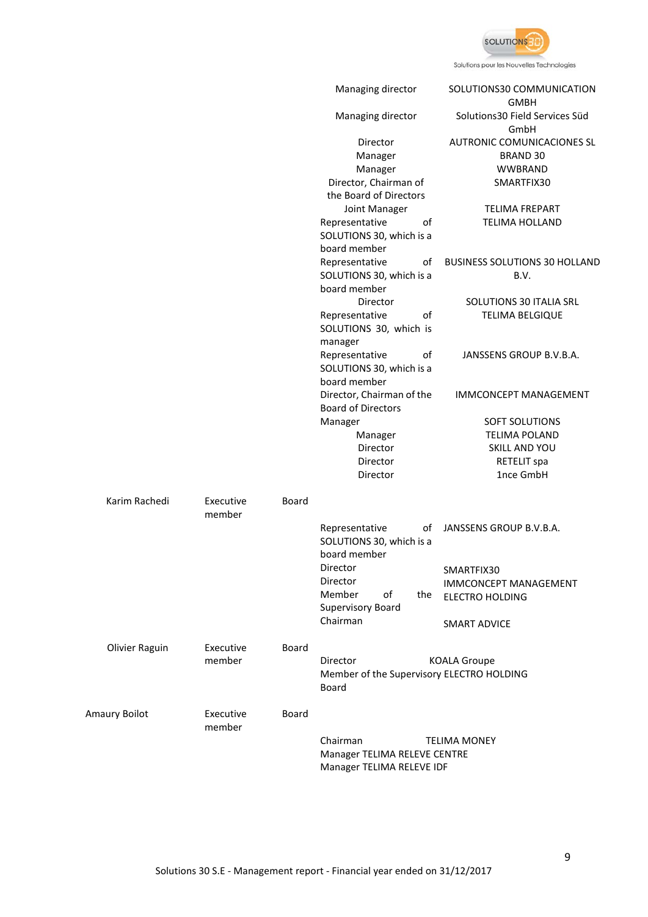| | | | |
|---|---|---|---|
| | | Managing director | SOLUTIONS30 COMMUNICATION GMBH |
| | | Managing director | Solutions30 Field Services Süd GmbH |
| | | Director | AUTRONIC COMUNICACIONES SL |
| | | Manager | BRAND 30 |
| | | Manager | WWBRAND |
| | | Director, Chairman of the Board of Directors | SMARTFIX30 |
| | | Joint Manager | TELIMA FREPART |
| | | Representative of SOLUTIONS 30, which is a board member | TELIMA HOLLAND |
| | | Representative of SOLUTIONS 30, which is a board member | BUSINESS SOLUTIONS 30 HOLLAND B.V. |
| | | Director | SOLUTIONS 30 ITALIA SRL |
| | | Representative of SOLUTIONS 30, which is manager | TELIMA BELGIQUE |
| | | Representative of SOLUTIONS 30, which is a board member | JANSSENS GROUP B.V.B.A. |
| | | Director, Chairman of the Board of Directors | IMMCONCEPT MANAGEMENT |
| | | Manager | SOFT SOLUTIONS |
| | | Manager | TELIMA POLAND |
| | | Director | SKILL AND YOU |
| | | Director | RETELIT spa |
| | | Director | 1nce GmbH |
| Karim Rachedi | Executive member | Board | | |
| | | Representative of SOLUTIONS 30, which is a board member | JANSSENS GROUP B.V.B.A. |
| | | Director | SMARTFIX30 |
| | | Director | IMMCONCEPT MANAGEMENT |
| | | Member of the Supervisory Board | ELECTRO HOLDING |
| | | Chairman | SMART ADVICE |
| Olivier Raguin | Executive member | Board | |
| | | Director | KOALA Groupe |
| | | Member of the Supervisory Board | ELECTRO HOLDING |
| Amaury Boilot | Executive member | Board | |
| | | Chairman | TELIMA MONEY |
| | | Manager | TELIMA RELEVE CENTRE |
| | | Manager | TELIMA RELEVE IDF |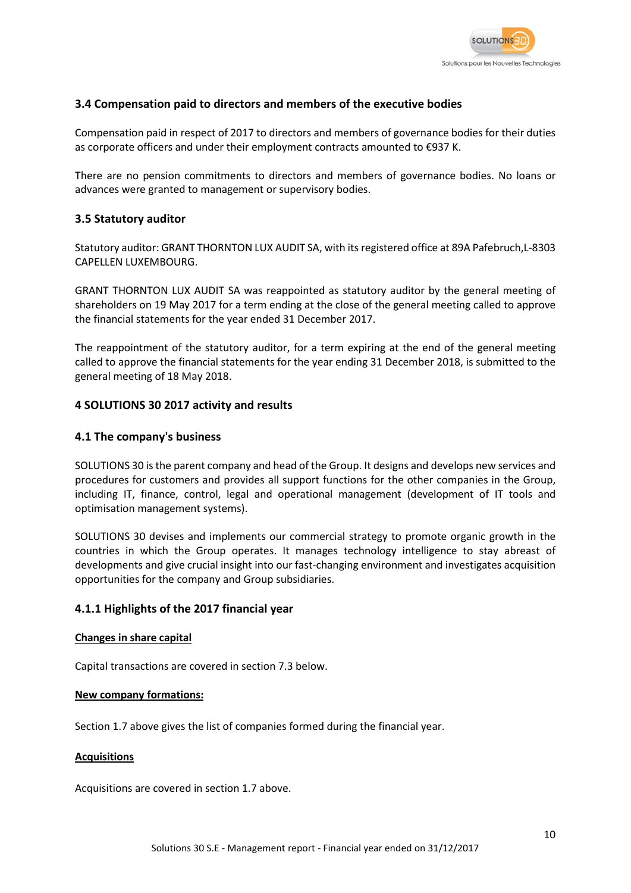### 3.4 Compensation paid to directors and members of the executive bodies

Compensation paid in respect of 2017 to directors and members of governance bodies for their duties as corporate officers and under their employment contracts amounted to €937 K.

There are no pension commitments to directors and members of governance bodies. No loans or advances were granted to management or supervisory bodies.

### 3.5 Statutory auditor

Statutory auditor: GRANT THORNTON LUX AUDIT SA, with its registered office at 89A Pafebruch,L-8303 CAPELLEN LUXEMBOURG.

GRANT THORNTON LUX AUDIT SA was reappointed as statutory auditor by the general meeting of shareholders on 19 May 2017 for a term ending at the close of the general meeting called to approve the financial statements for the year ended 31 December 2017.

The reappointment of the statutory auditor, for a term expiring at the end of the general meeting called to approve the financial statements for the year ending 31 December 2018, is submitted to the general meeting of 18 May 2018.

## 4 SOLUTIONS 30 2017 activity and results

### 4.1 The company's business

SOLUTIONS 30 is the parent company and head of the Group. It designs and develops new services and procedures for customers and provides all support functions for the other companies in the Group, including IT, finance, control, legal and operational management (development of IT tools and optimisation management systems).

SOLUTIONS 30 devises and implements our commercial strategy to promote organic growth in the countries in which the Group operates. It manages technology intelligence to stay abreast of developments and give crucial insight into our fast-changing environment and investigates acquisition opportunities for the company and Group subsidiaries.

#### 4.1.1 Highlights of the 2017 financial year

**Changes in share capital**

Capital transactions are covered in section 7.3 below.

**New company formations:**

Section 1.7 above gives the list of companies formed during the financial year.

**Acquisitions**

Acquisitions are covered in section 1.7 above.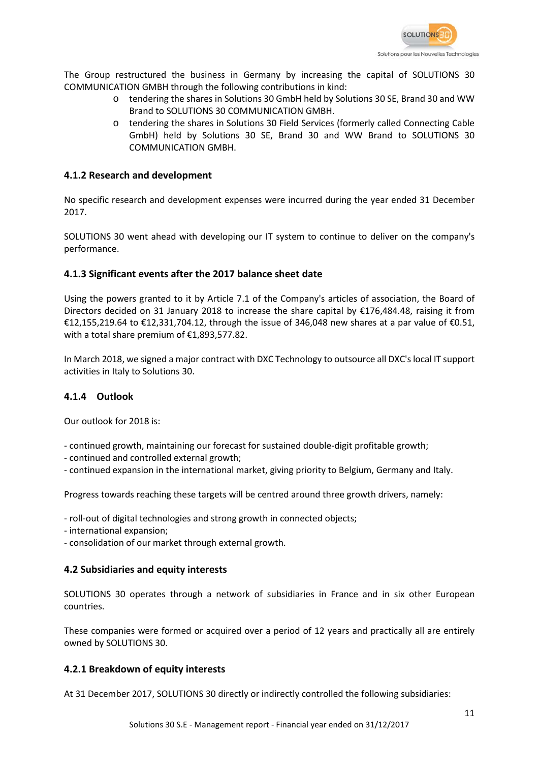The Group restructured the business in Germany by increasing the capital of SOLUTIONS 30 COMMUNICATION GMBH through the following contributions in kind:

- tendering the shares in Solutions 30 GmbH held by Solutions 30 SE, Brand 30 and WW Brand to SOLUTIONS 30 COMMUNICATION GMBH.
- tendering the shares in Solutions 30 Field Services (formerly called Connecting Cable GmbH) held by Solutions 30 SE, Brand 30 and WW Brand to SOLUTIONS 30 COMMUNICATION GMBH.

### 4.1.2 Research and development

No specific research and development expenses were incurred during the year ended 31 December 2017.

SOLUTIONS 30 went ahead with developing our IT system to continue to deliver on the company's performance.

### 4.1.3 Significant events after the 2017 balance sheet date

Using the powers granted to it by Article 7.1 of the Company's articles of association, the Board of Directors decided on 31 January 2018 to increase the share capital by €176,484.48, raising it from €12,155,219.64 to €12,331,704.12, through the issue of 346,048 new shares at a par value of €0.51, with a total share premium of €1,893,577.82.

In March 2018, we signed a major contract with DXC Technology to outsource all DXC's local IT support activities in Italy to Solutions 30.

### 4.1.4 Outlook

Our outlook for 2018 is:

- continued growth, maintaining our forecast for sustained double-digit profitable growth;
- continued and controlled external growth;
- continued expansion in the international market, giving priority to Belgium, Germany and Italy.

Progress towards reaching these targets will be centred around three growth drivers, namely:

- roll-out of digital technologies and strong growth in connected objects;
- international expansion;
- consolidation of our market through external growth.

## 4.2 Subsidiaries and equity interests

SOLUTIONS 30 operates through a network of subsidiaries in France and in six other European countries.

These companies were formed or acquired over a period of 12 years and practically all are entirely owned by SOLUTIONS 30.

### 4.2.1 Breakdown of equity interests

At 31 December 2017, SOLUTIONS 30 directly or indirectly controlled the following subsidiaries: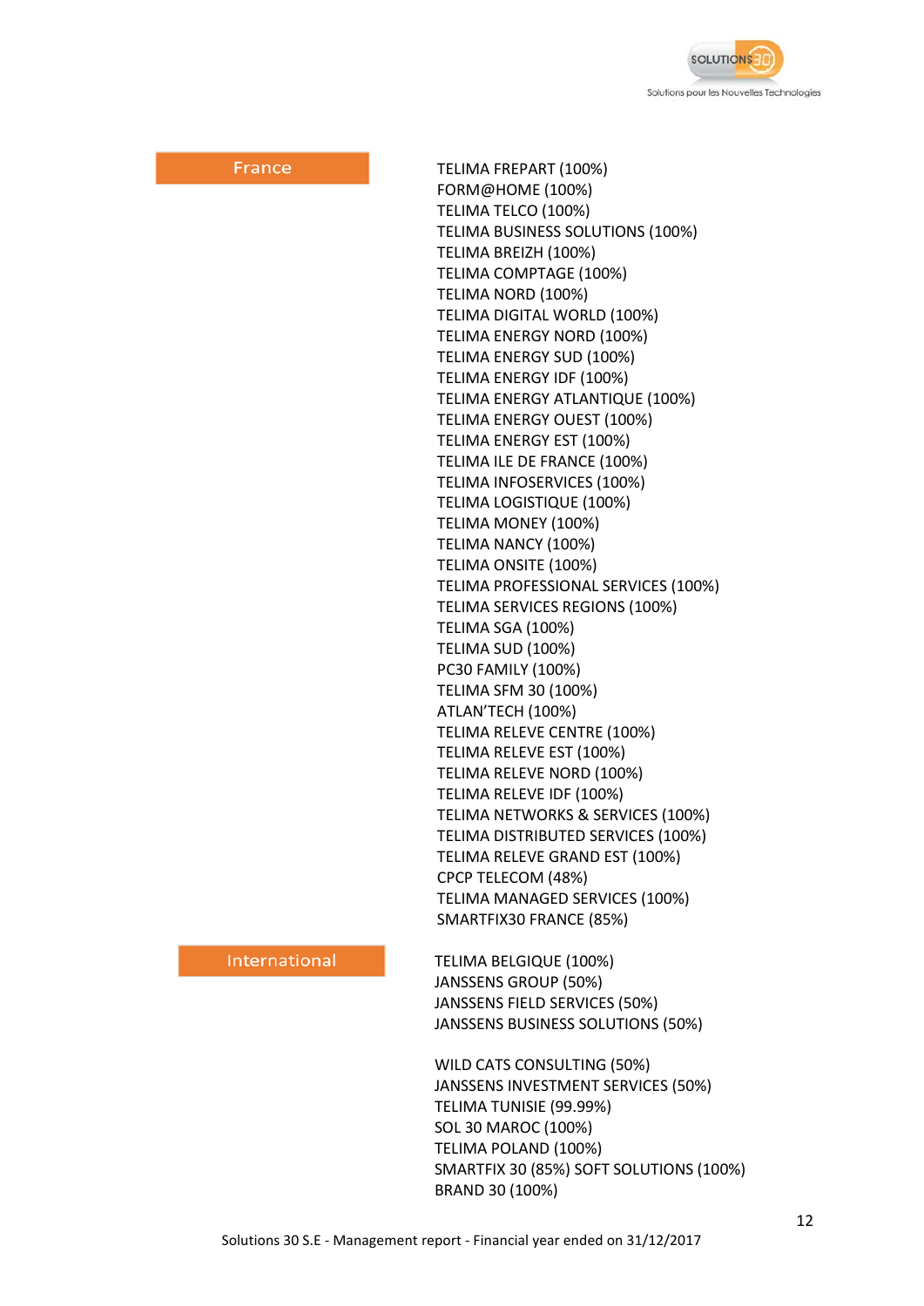**France**

TELIMA FREPART (100%)
FORM@HOME (100%)
TELIMA TELCO (100%)
TELIMA BUSINESS SOLUTIONS (100%)
TELIMA BREIZH (100%)
TELIMA COMPTAGE (100%)
TELIMA NORD (100%)
TELIMA DIGITAL WORLD (100%)
TELIMA ENERGY NORD (100%)
TELIMA ENERGY SUD (100%)
TELIMA ENERGY IDF (100%)
TELIMA ENERGY ATLANTIQUE (100%)
TELIMA ENERGY OUEST (100%)
TELIMA ENERGY EST (100%)
TELIMA ILE DE FRANCE (100%)
TELIMA INFOSERVICES (100%)
TELIMA LOGISTIQUE (100%)
TELIMA MONEY (100%)
TELIMA NANCY (100%)
TELIMA ONSITE (100%)
TELIMA PROFESSIONAL SERVICES (100%)
TELIMA SERVICES REGIONS (100%)
TELIMA SGA (100%)
TELIMA SUD (100%)
PC30 FAMILY (100%)
TELIMA SFM 30 (100%)
ATLAN'TECH (100%)
TELIMA RELEVE CENTRE (100%)
TELIMA RELEVE EST (100%)
TELIMA RELEVE NORD (100%)
TELIMA RELEVE IDF (100%)
TELIMA NETWORKS & SERVICES (100%)
TELIMA DISTRIBUTED SERVICES (100%)
TELIMA RELEVE GRAND EST (100%)
CPCP TELECOM (48%)
TELIMA MANAGED SERVICES (100%)
SMARTFIX30 FRANCE (85%)

**International**

TELIMA BELGIQUE (100%)
JANSSENS GROUP (50%)
JANSSENS FIELD SERVICES (50%)
JANSSENS BUSINESS SOLUTIONS (50%)

WILD CATS CONSULTING (50%)
JANSSENS INVESTMENT SERVICES (50%)
TELIMA TUNISIE (99.99%)
SOL 30 MAROC (100%)
TELIMA POLAND (100%)
SMARTFIX 30 (85%) SOFT SOLUTIONS (100%)
BRAND 30 (100%)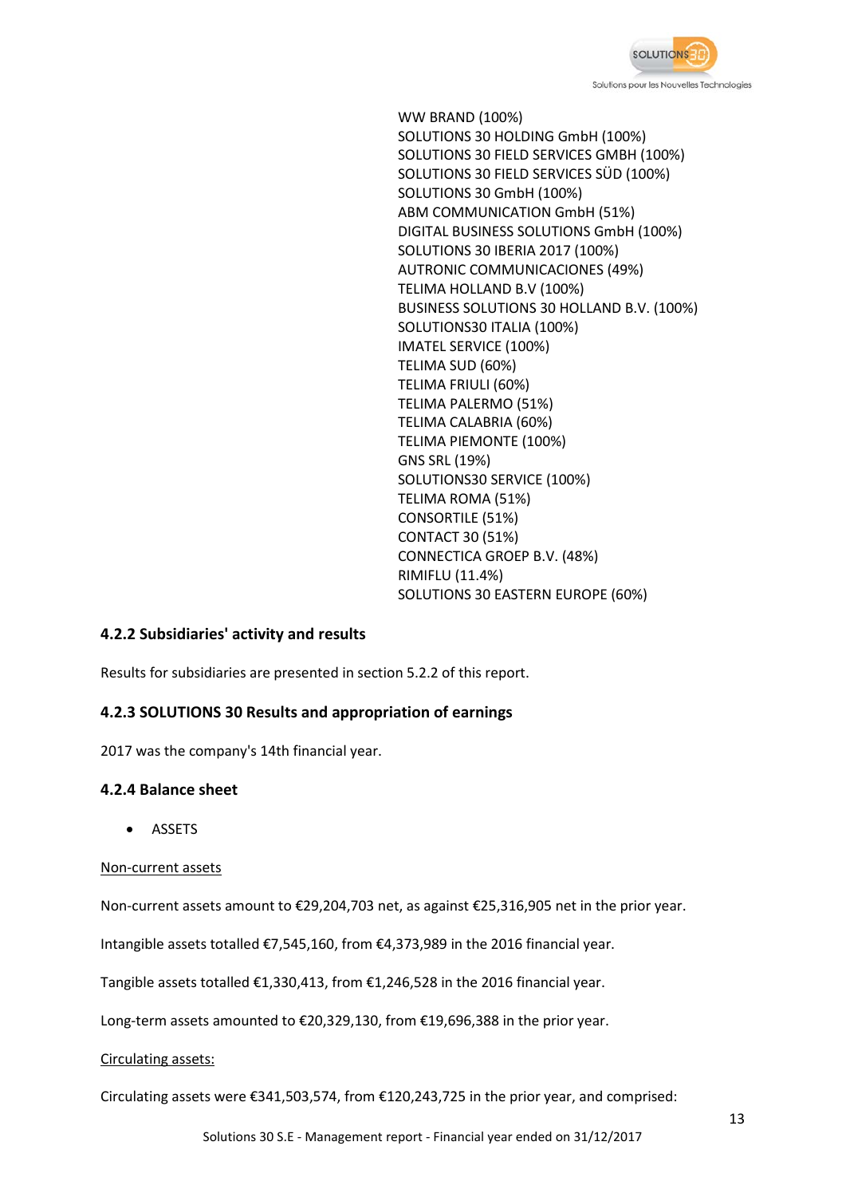WW BRAND (100%)
SOLUTIONS 30 HOLDING GmbH (100%)
SOLUTIONS 30 FIELD SERVICES GMBH (100%)
SOLUTIONS 30 FIELD SERVICES SÜD (100%)
SOLUTIONS 30 GmbH (100%)
ABM COMMUNICATION GmbH (51%)
DIGITAL BUSINESS SOLUTIONS GmbH (100%)
SOLUTIONS 30 IBERIA 2017 (100%)
AUTRONIC COMMUNICACIONES (49%)
TELIMA HOLLAND B.V (100%)
BUSINESS SOLUTIONS 30 HOLLAND B.V. (100%)
SOLUTIONS30 ITALIA (100%)
IMATEL SERVICE (100%)
TELIMA SUD (60%)
TELIMA FRIULI (60%)
TELIMA PALERMO (51%)
TELIMA CALABRIA (60%)
TELIMA PIEMONTE (100%)
GNS SRL (19%)
SOLUTIONS30 SERVICE (100%)
TELIMA ROMA (51%)
CONSORTILE (51%)
CONTACT 30 (51%)
CONNECTICA GROEP B.V. (48%)
RIMIFLU (11.4%)
SOLUTIONS 30 EASTERN EUROPE (60%)

### 4.2.2 Subsidiaries' activity and results

Results for subsidiaries are presented in section 5.2.2 of this report.

### 4.2.3 SOLUTIONS 30 Results and appropriation of earnings

2017 was the company's 14th financial year.

### 4.2.4 Balance sheet

- ASSETS

<u>Non-current assets</u>

Non-current assets amount to €29,204,703 net, as against €25,316,905 net in the prior year.

Intangible assets totalled €7,545,160, from €4,373,989 in the 2016 financial year.

Tangible assets totalled €1,330,413, from €1,246,528 in the 2016 financial year.

Long-term assets amounted to €20,329,130, from €19,696,388 in the prior year.

<u>Circulating assets:</u>

Circulating assets were €341,503,574, from €120,243,725 in the prior year, and comprised: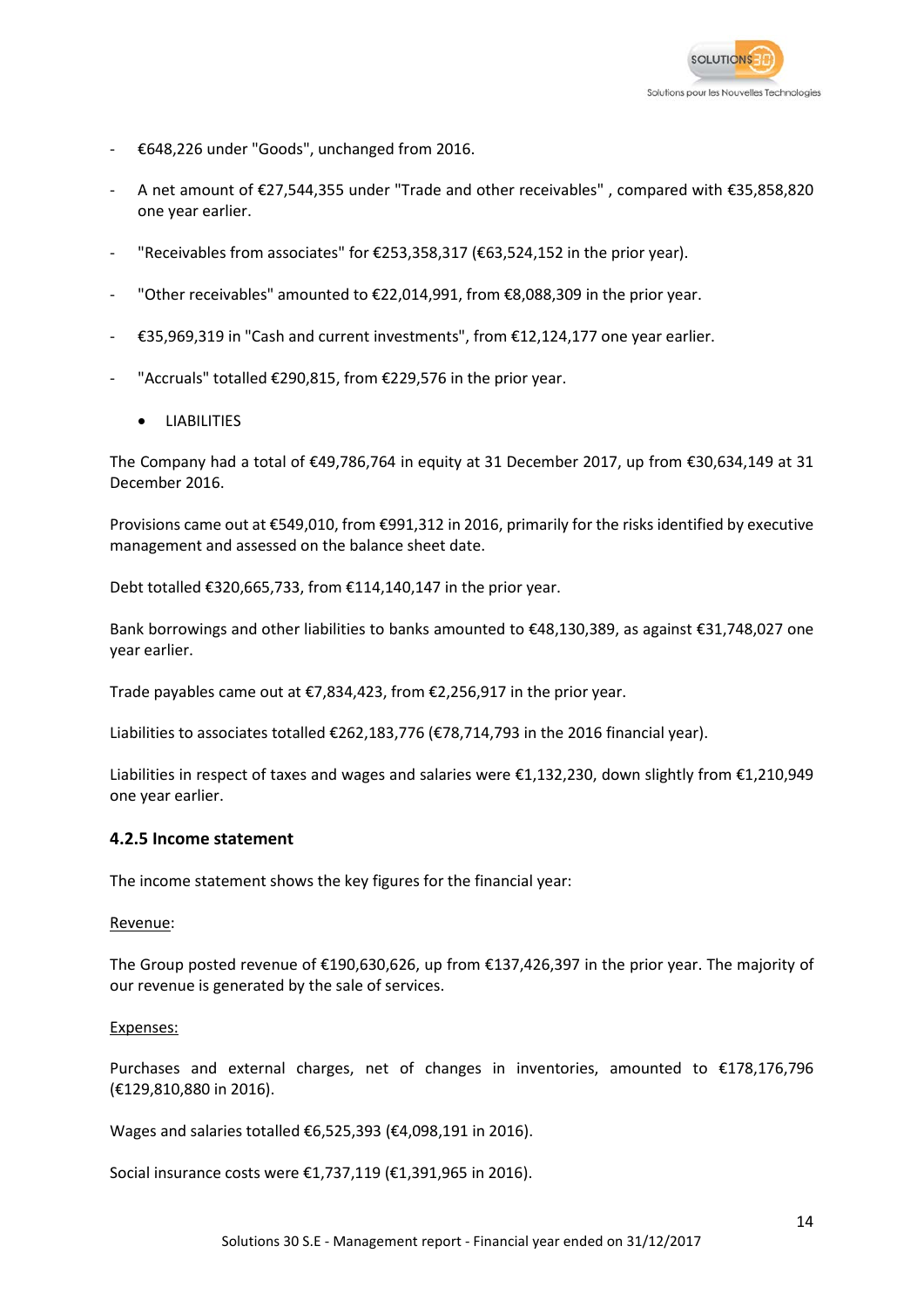- €648,226 under "Goods", unchanged from 2016.
- A net amount of €27,544,355 under "Trade and other receivables" , compared with €35,858,820 one year earlier.
- "Receivables from associates" for €253,358,317 (€63,524,152 in the prior year).
- "Other receivables" amounted to €22,014,991, from €8,088,309 in the prior year.
- €35,969,319 in "Cash and current investments", from €12,124,177 one year earlier.
- "Accruals" totalled €290,815, from €229,576 in the prior year.

  - LIABILITIES

The Company had a total of €49,786,764 in equity at 31 December 2017, up from €30,634,149 at 31 December 2016.

Provisions came out at €549,010, from €991,312 in 2016, primarily for the risks identified by executive management and assessed on the balance sheet date.

Debt totalled €320,665,733, from €114,140,147 in the prior year.

Bank borrowings and other liabilities to banks amounted to €48,130,389, as against €31,748,027 one year earlier.

Trade payables came out at €7,834,423, from €2,256,917 in the prior year.

Liabilities to associates totalled €262,183,776 (€78,714,793 in the 2016 financial year).

Liabilities in respect of taxes and wages and salaries were €1,132,230, down slightly from €1,210,949 one year earlier.

### 4.2.5 Income statement

The income statement shows the key figures for the financial year:

Revenue:

The Group posted revenue of €190,630,626, up from €137,426,397 in the prior year. The majority of our revenue is generated by the sale of services.

Expenses:

Purchases and external charges, net of changes in inventories, amounted to €178,176,796 (€129,810,880 in 2016).

Wages and salaries totalled €6,525,393 (€4,098,191 in 2016).

Social insurance costs were €1,737,119 (€1,391,965 in 2016).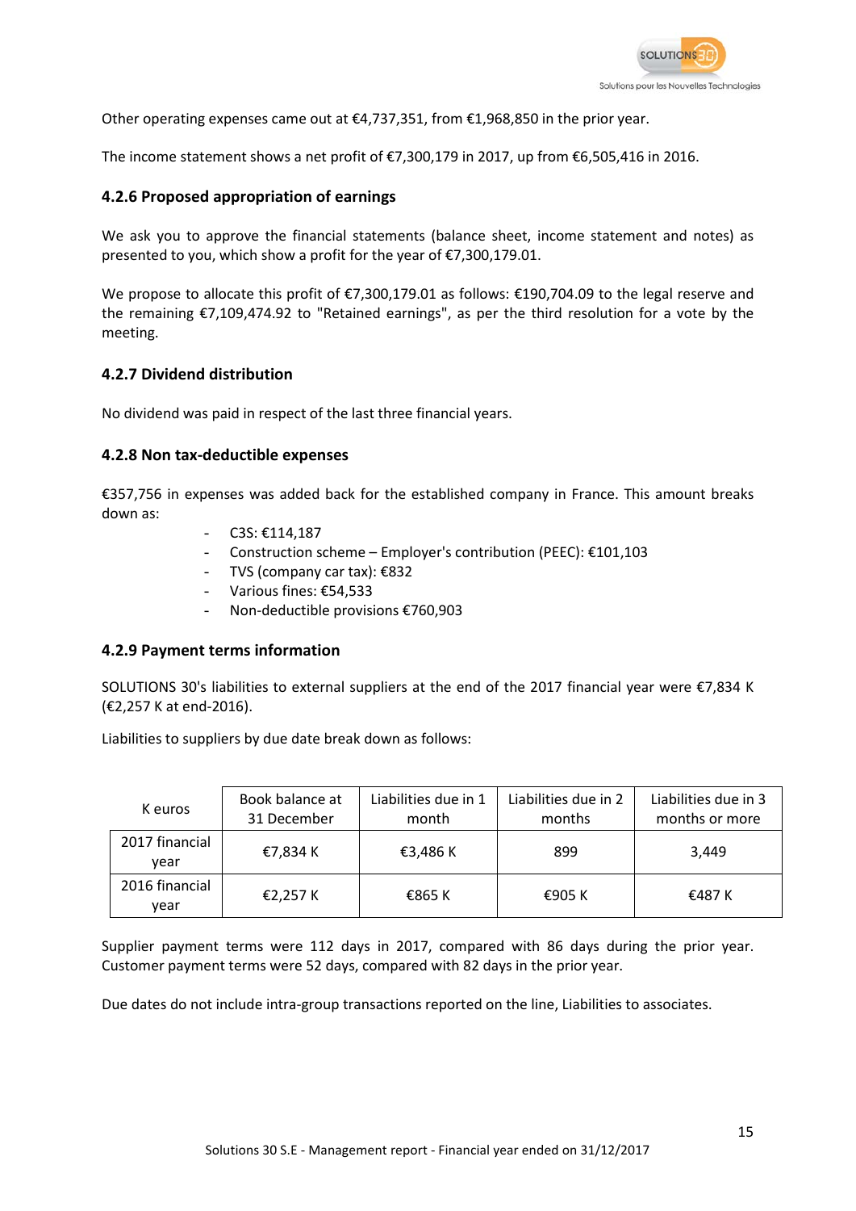Other operating expenses came out at €4,737,351, from €1,968,850 in the prior year.

The income statement shows a net profit of €7,300,179 in 2017, up from €6,505,416 in 2016.

### 4.2.6 Proposed appropriation of earnings

We ask you to approve the financial statements (balance sheet, income statement and notes) as presented to you, which show a profit for the year of €7,300,179.01.

We propose to allocate this profit of €7,300,179.01 as follows: €190,704.09 to the legal reserve and the remaining €7,109,474.92 to "Retained earnings", as per the third resolution for a vote by the meeting.

### 4.2.7 Dividend distribution

No dividend was paid in respect of the last three financial years.

### 4.2.8 Non tax-deductible expenses

€357,756 in expenses was added back for the established company in France. This amount breaks down as:

- C3S: €114,187
- Construction scheme – Employer's contribution (PEEC): €101,103
- TVS (company car tax): €832
- Various fines: €54,533
- Non-deductible provisions €760,903

### 4.2.9 Payment terms information

SOLUTIONS 30's liabilities to external suppliers at the end of the 2017 financial year were €7,834 K (€2,257 K at end-2016).

Liabilities to suppliers by due date break down as follows:

| K euros | Book balance at 31 December | Liabilities due in 1 month | Liabilities due in 2 months | Liabilities due in 3 months or more |
|---|---|---|---|---|
| 2017 financial year | €7,834 K | €3,486 K | 899 | 3,449 |
| 2016 financial year | €2,257 K | €865 K | €905 K | €487 K |

Supplier payment terms were 112 days in 2017, compared with 86 days during the prior year. Customer payment terms were 52 days, compared with 82 days in the prior year.

Due dates do not include intra-group transactions reported on the line, Liabilities to associates.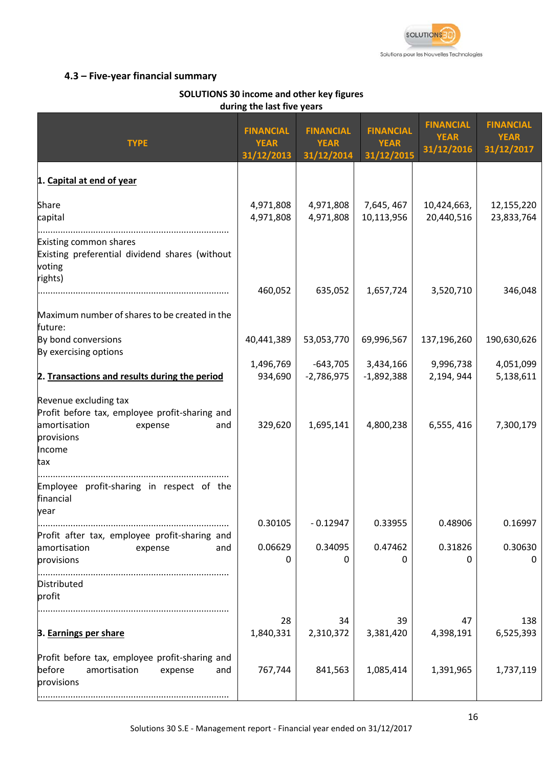#### 4.3 – Five-year financial summary

**SOLUTIONS 30 income and other key figures during the last five years**

| TYPE | FINANCIAL YEAR 31/12/2013 | FINANCIAL YEAR 31/12/2014 | FINANCIAL YEAR 31/12/2015 | FINANCIAL YEAR 31/12/2016 | FINANCIAL YEAR 31/12/2017 |
|---|---|---|---|---|---|
| **1. Capital at end of year** | | | | | |
| Share capital ........................................ | 4,971,808<br>4,971,808 | 4,971,808<br>4,971,808 | 7,645, 467<br>10,113,956 | 10,424,663,<br>20,440,516 | 12,155,220<br>23,833,764 |
| Existing common shares<br>Existing preferential dividend shares (without voting rights) ........................................ | 460,052 | 635,052 | 1,657,724 | 3,520,710 | 346,048 |
| Maximum number of shares to be created in the future:<br>By bond conversions<br>By exercising options | 40,441,389 | 53,053,770 | 69,996,567 | 137,196,260 | 190,630,626 |
| **2. Transactions and results during the period** | 1,496,769<br>934,690 | -643,705<br>-2,786,975 | 3,434,166<br>-1,892,388 | 9,996,738<br>2,194, 944 | 4,051,099<br>5,138,611 |
| Revenue excluding tax<br>Profit before tax, employee profit-sharing and amortisation expense and provisions<br>Income tax ........................................ | 329,620 | 1,695,141 | 4,800,238 | 6,555, 416 | 7,300,179 |
| Employee profit-sharing in respect of the financial year ........................................ | 0.30105 | - 0.12947 | 0.33955 | 0.48906 | 0.16997 |
| Profit after tax, employee profit-sharing and amortisation expense and provisions ........................................ | 0.06629<br>0 | 0.34095<br>0 | 0.47462<br>0 | 0.31826<br>0 | 0.30630<br>0 |
| Distributed profit ........................................ | | | | | |
| **3. Earnings per share** | 28<br>1,840,331 | 34<br>2,310,372 | 39<br>3,381,420 | 47<br>4,398,191 | 138<br>6,525,393 |
| Profit before tax, employee profit-sharing and before amortisation expense and provisions ........................................ | 767,744 | 841,563 | 1,085,414 | 1,391,965 | 1,737,119 |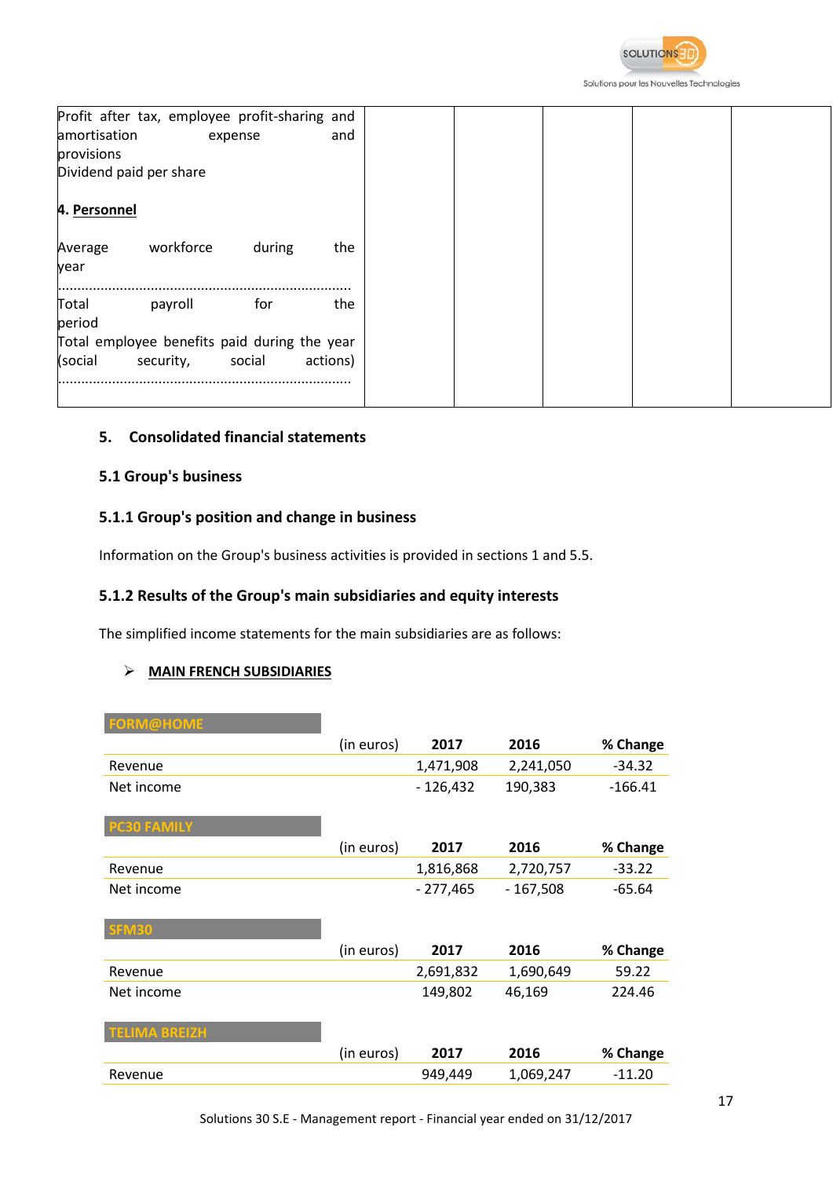| | | | | | |
|---|---|---|---|---|---|
| Profit after tax, employee profit-sharing and amortisation expense and provisions | | | | | |
| Dividend paid per share | | | | | |
| **4. Personnel** | | | | | |
| Average workforce during the year ......................................................................... | | | | | |
| Total payroll for the period | | | | | |
| Total employee benefits paid during the year (social security, social actions) ......................................................................... | | | | | |

### 5. Consolidated financial statements

### 5.1 Group's business

#### 5.1.1 Group's position and change in business

Information on the Group's business activities is provided in sections 1 and 5.5.

#### 5.1.2 Results of the Group's main subsidiaries and equity interests

The simplified income statements for the main subsidiaries are as follows:

- **MAIN FRENCH SUBSIDIARIES**

**FORM@HOME**

| (in euros) | 2017 | 2016 | % Change |
|---|---|---|---|
| Revenue | 1,471,908 | 2,241,050 | -34.32 |
| Net income | - 126,432 | 190,383 | -166.41 |

**PC30 FAMILY**

| (in euros) | 2017 | 2016 | % Change |
|---|---|---|---|
| Revenue | 1,816,868 | 2,720,757 | -33.22 |
| Net income | - 277,465 | - 167,508 | -65.64 |

**SFM30**

| (in euros) | 2017 | 2016 | % Change |
|---|---|---|---|
| Revenue | 2,691,832 | 1,690,649 | 59.22 |
| Net income | 149,802 | 46,169 | 224.46 |

**TELIMA BREIZH**

| (in euros) | 2017 | 2016 | % Change |
|---|---|---|---|
| Revenue | 949,449 | 1,069,247 | -11.20 |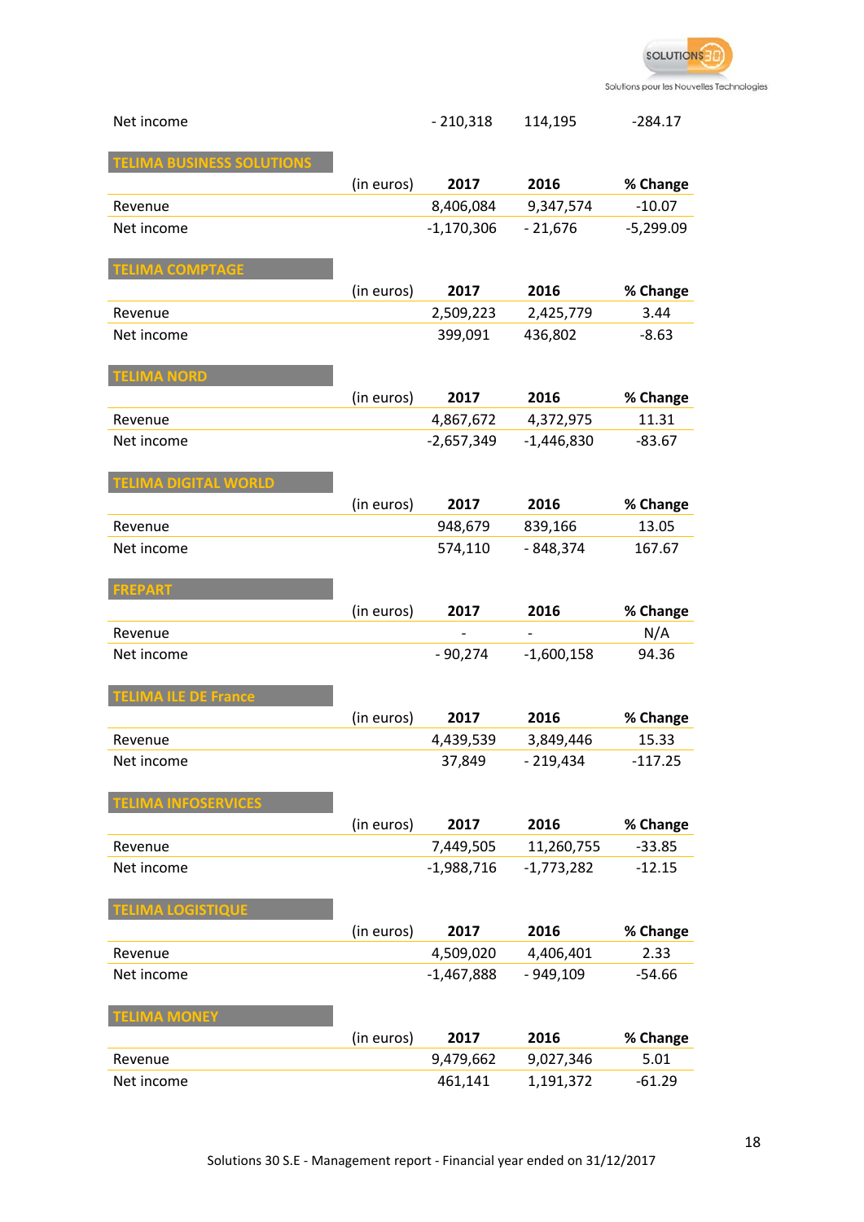| | (in euros) | 2017 | 2016 | % Change |
|---|---|---|---|---|
| Net income | | - 210,318 | 114,195 | -284.17 |

### TELIMA BUSINESS SOLUTIONS

| | (in euros) | 2017 | 2016 | % Change |
|---|---|---|---|---|
| Revenue | | 8,406,084 | 9,347,574 | -10.07 |
| Net income | | -1,170,306 | - 21,676 | -5,299.09 |

### TELIMA COMPTAGE

| | (in euros) | 2017 | 2016 | % Change |
|---|---|---|---|---|
| Revenue | | 2,509,223 | 2,425,779 | 3.44 |
| Net income | | 399,091 | 436,802 | -8.63 |

### TELIMA NORD

| | (in euros) | 2017 | 2016 | % Change |
|---|---|---|---|---|
| Revenue | | 4,867,672 | 4,372,975 | 11.31 |
| Net income | | -2,657,349 | -1,446,830 | -83.67 |

### TELIMA DIGITAL WORLD

| | (in euros) | 2017 | 2016 | % Change |
|---|---|---|---|---|
| Revenue | | 948,679 | 839,166 | 13.05 |
| Net income | | 574,110 | - 848,374 | 167.67 |

### FREPART

| | (in euros) | 2017 | 2016 | % Change |
|---|---|---|---|---|
| Revenue | | - | - | N/A |
| Net income | | - 90,274 | -1,600,158 | 94.36 |

### TELIMA ILE DE France

| | (in euros) | 2017 | 2016 | % Change |
|---|---|---|---|---|
| Revenue | | 4,439,539 | 3,849,446 | 15.33 |
| Net income | | 37,849 | - 219,434 | -117.25 |

### TELIMA INFOSERVICES

| | (in euros) | 2017 | 2016 | % Change |
|---|---|---|---|---|
| Revenue | | 7,449,505 | 11,260,755 | -33.85 |
| Net income | | -1,988,716 | -1,773,282 | -12.15 |

### TELIMA LOGISTIQUE

| | (in euros) | 2017 | 2016 | % Change |
|---|---|---|---|---|
| Revenue | | 4,509,020 | 4,406,401 | 2.33 |
| Net income | | -1,467,888 | - 949,109 | -54.66 |

### TELIMA MONEY

| | (in euros) | 2017 | 2016 | % Change |
|---|---|---|---|---|
| Revenue | | 9,479,662 | 9,027,346 | 5.01 |
| Net income | | 461,141 | 1,191,372 | -61.29 |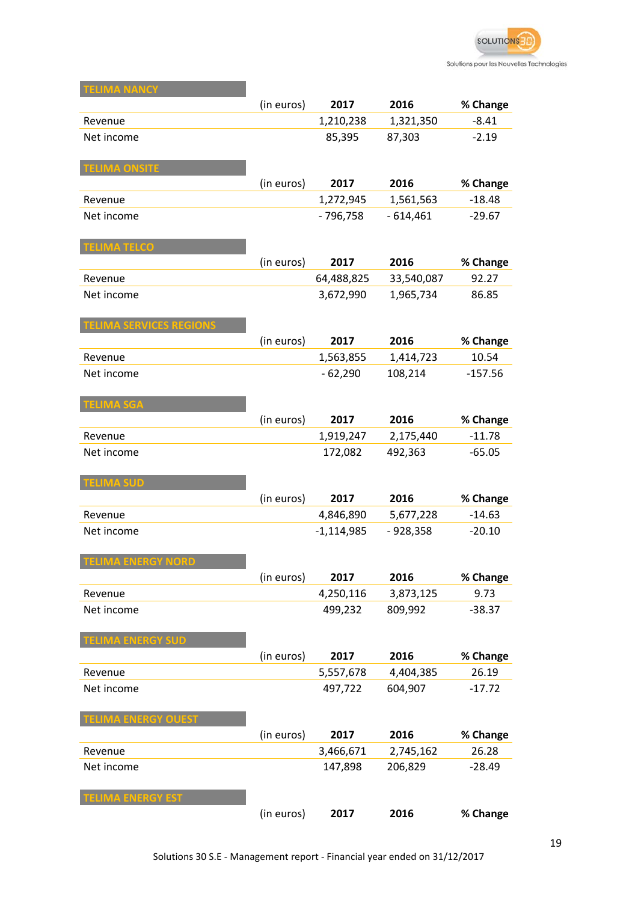## TELIMA NANCY

| (in euros) | 2017 | 2016 | % Change |
|---|---|---|---|
| Revenue | 1,210,238 | 1,321,350 | -8.41 |
| Net income | 85,395 | 87,303 | -2.19 |

## TELIMA ONSITE

| (in euros) | 2017 | 2016 | % Change |
|---|---|---|---|
| Revenue | 1,272,945 | 1,561,563 | -18.48 |
| Net income | - 796,758 | - 614,461 | -29.67 |

## TELIMA TELCO

| (in euros) | 2017 | 2016 | % Change |
|---|---|---|---|
| Revenue | 64,488,825 | 33,540,087 | 92.27 |
| Net income | 3,672,990 | 1,965,734 | 86.85 |

## TELIMA SERVICES REGIONS

| (in euros) | 2017 | 2016 | % Change |
|---|---|---|---|
| Revenue | 1,563,855 | 1,414,723 | 10.54 |
| Net income | - 62,290 | 108,214 | -157.56 |

## TELIMA SGA

| (in euros) | 2017 | 2016 | % Change |
|---|---|---|---|
| Revenue | 1,919,247 | 2,175,440 | -11.78 |
| Net income | 172,082 | 492,363 | -65.05 |

## TELIMA SUD

| (in euros) | 2017 | 2016 | % Change |
|---|---|---|---|
| Revenue | 4,846,890 | 5,677,228 | -14.63 |
| Net income | -1,114,985 | - 928,358 | -20.10 |

## TELIMA ENERGY NORD

| (in euros) | 2017 | 2016 | % Change |
|---|---|---|---|
| Revenue | 4,250,116 | 3,873,125 | 9.73 |
| Net income | 499,232 | 809,992 | -38.37 |

## TELIMA ENERGY SUD

| (in euros) | 2017 | 2016 | % Change |
|---|---|---|---|
| Revenue | 5,557,678 | 4,404,385 | 26.19 |
| Net income | 497,722 | 604,907 | -17.72 |

## TELIMA ENERGY OUEST

| (in euros) | 2017 | 2016 | % Change |
|---|---|---|---|
| Revenue | 3,466,671 | 2,745,162 | 26.28 |
| Net income | 147,898 | 206,829 | -28.49 |

## TELIMA ENERGY EST

| (in euros) | 2017 | 2016 | % Change |
|---|---|---|---|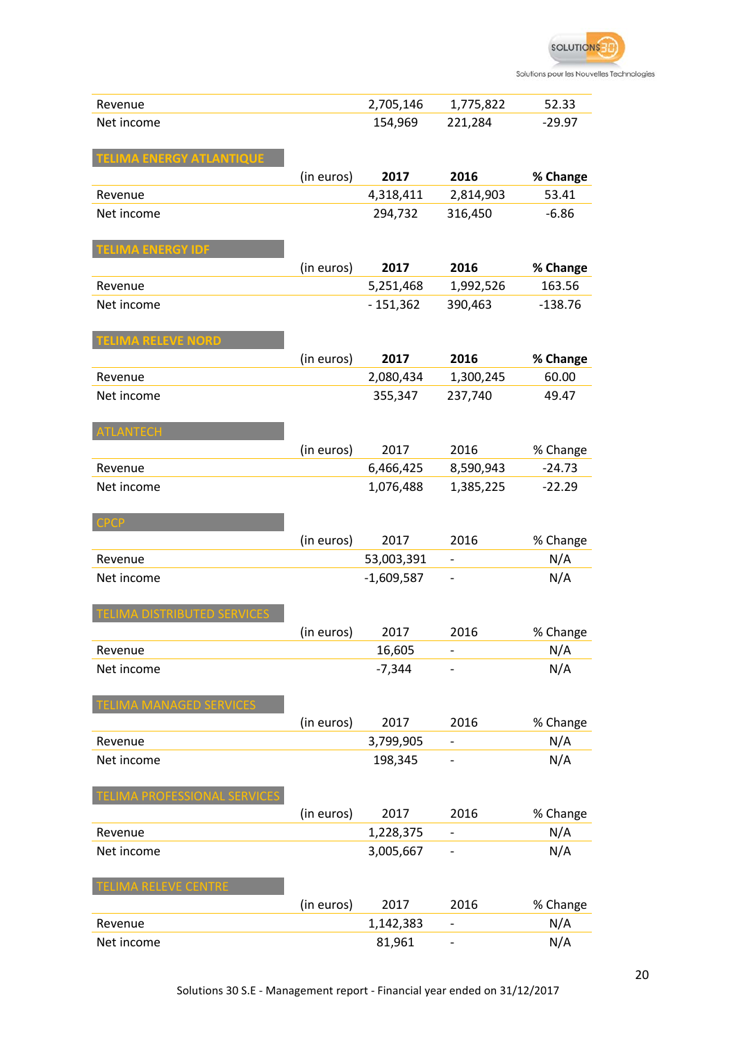| | (in euros) | 2017 | 2016 | % Change |
|---|---|---|---|---|
| Revenue | | 2,705,146 | 1,775,822 | 52.33 |
| Net income | | 154,969 | 221,284 | -29.97 |

**TELIMA ENERGY ATLANTIQUE**

| | (in euros) | 2017 | 2016 | % Change |
|---|---|---|---|---|
| Revenue | | 4,318,411 | 2,814,903 | 53.41 |
| Net income | | 294,732 | 316,450 | -6.86 |

**TELIMA ENERGY IDF**

| | (in euros) | 2017 | 2016 | % Change |
|---|---|---|---|---|
| Revenue | | 5,251,468 | 1,992,526 | 163.56 |
| Net income | | - 151,362 | 390,463 | -138.76 |

**TELIMA RELEVE NORD**

| | (in euros) | 2017 | 2016 | % Change |
|---|---|---|---|---|
| Revenue | | 2,080,434 | 1,300,245 | 60.00 |
| Net income | | 355,347 | 237,740 | 49.47 |

**ATLANTECH**

| | (in euros) | 2017 | 2016 | % Change |
|---|---|---|---|---|
| Revenue | | 6,466,425 | 8,590,943 | -24.73 |
| Net income | | 1,076,488 | 1,385,225 | -22.29 |

**CPCP**

| | (in euros) | 2017 | 2016 | % Change |
|---|---|---|---|---|
| Revenue | | 53,003,391 | - | N/A |
| Net income | | -1,609,587 | - | N/A |

**TELIMA DISTRIBUTED SERVICES**

| | (in euros) | 2017 | 2016 | % Change |
|---|---|---|---|---|
| Revenue | | 16,605 | - | N/A |
| Net income | | -7,344 | - | N/A |

**TELIMA MANAGED SERVICES**

| | (in euros) | 2017 | 2016 | % Change |
|---|---|---|---|---|
| Revenue | | 3,799,905 | - | N/A |
| Net income | | 198,345 | - | N/A |

**TELIMA PROFESSIONAL SERVICES**

| | (in euros) | 2017 | 2016 | % Change |
|---|---|---|---|---|
| Revenue | | 1,228,375 | - | N/A |
| Net income | | 3,005,667 | - | N/A |

**TELIMA RELEVE CENTRE**

| | (in euros) | 2017 | 2016 | % Change |
|---|---|---|---|---|
| Revenue | | 1,142,383 | - | N/A |
| Net income | | 81,961 | - | N/A |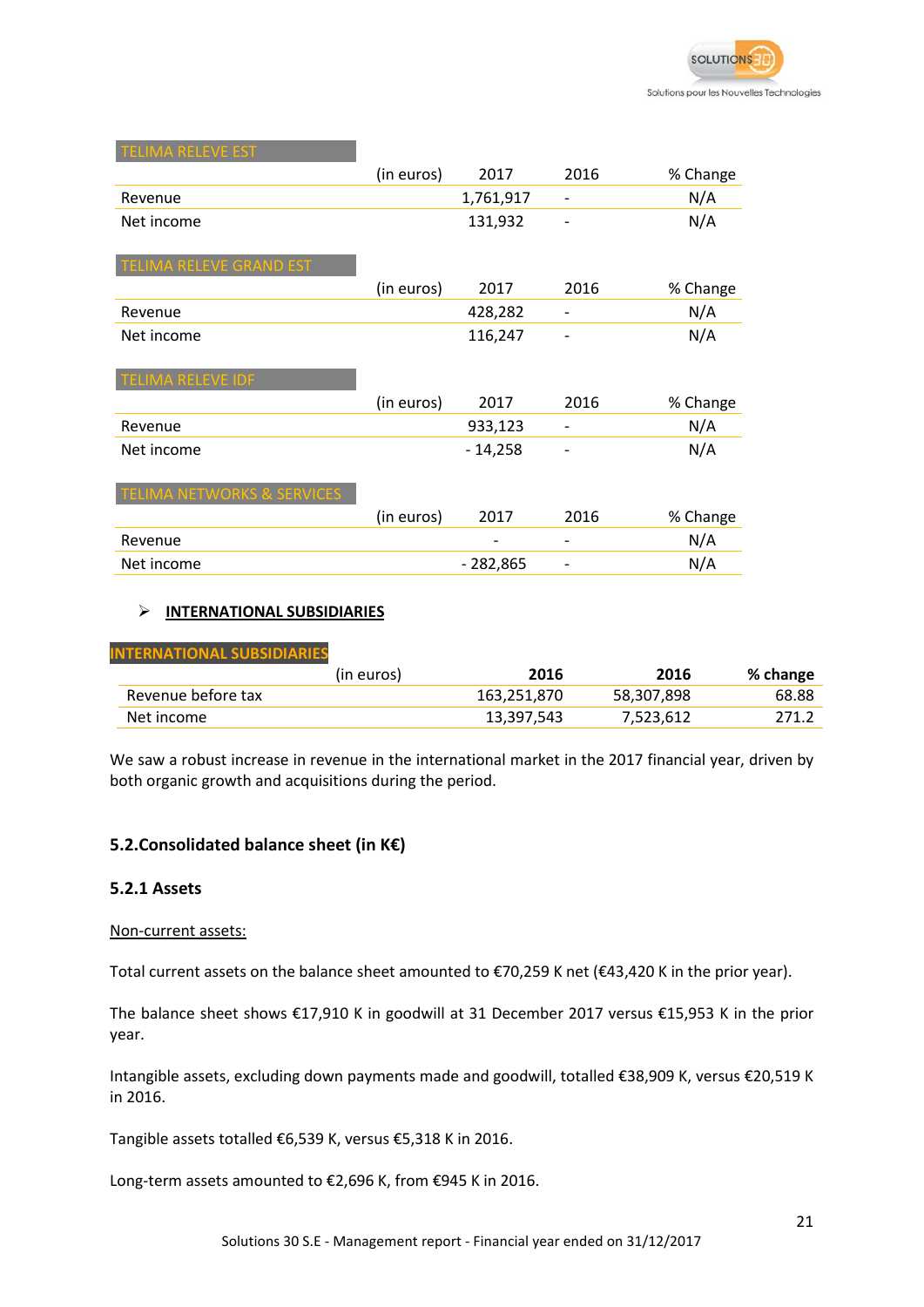| TELIMA RELEVE EST | (in euros) | 2017 | 2016 | % Change |
|---|---|---|---|---|
| Revenue | | 1,761,917 | - | N/A |
| Net income | | 131,932 | - | N/A |

| TELIMA RELEVE GRAND EST | (in euros) | 2017 | 2016 | % Change |
|---|---|---|---|---|
| Revenue | | 428,282 | - | N/A |
| Net income | | 116,247 | - | N/A |

| TELIMA RELEVE IDF | (in euros) | 2017 | 2016 | % Change |
|---|---|---|---|---|
| Revenue | | 933,123 | - | N/A |
| Net income | | - 14,258 | - | N/A |

| TELIMA NETWORKS & SERVICES | (in euros) | 2017 | 2016 | % Change |
|---|---|---|---|---|
| Revenue | | - | - | N/A |
| Net income | | - 282,865 | - | N/A |

- **INTERNATIONAL SUBSIDIARIES**

| INTERNATIONAL SUBSIDIARIES | (in euros) | **2016** | **2016** | **% change** |
|---|---|---|---|---|
| Revenue before tax | | 163,251,870 | 58,307,898 | 68.88 |
| Net income | | 13,397,543 | 7,523,612 | 271.2 |

We saw a robust increase in revenue in the international market in the 2017 financial year, driven by both organic growth and acquisitions during the period.

## 5.2. Consolidated balance sheet (in K€)

### 5.2.1 Assets

Non-current assets:

Total current assets on the balance sheet amounted to €70,259 K net (€43,420 K in the prior year).

The balance sheet shows €17,910 K in goodwill at 31 December 2017 versus €15,953 K in the prior year.

Intangible assets, excluding down payments made and goodwill, totalled €38,909 K, versus €20,519 K in 2016.

Tangible assets totalled €6,539 K, versus €5,318 K in 2016.

Long-term assets amounted to €2,696 K, from €945 K in 2016.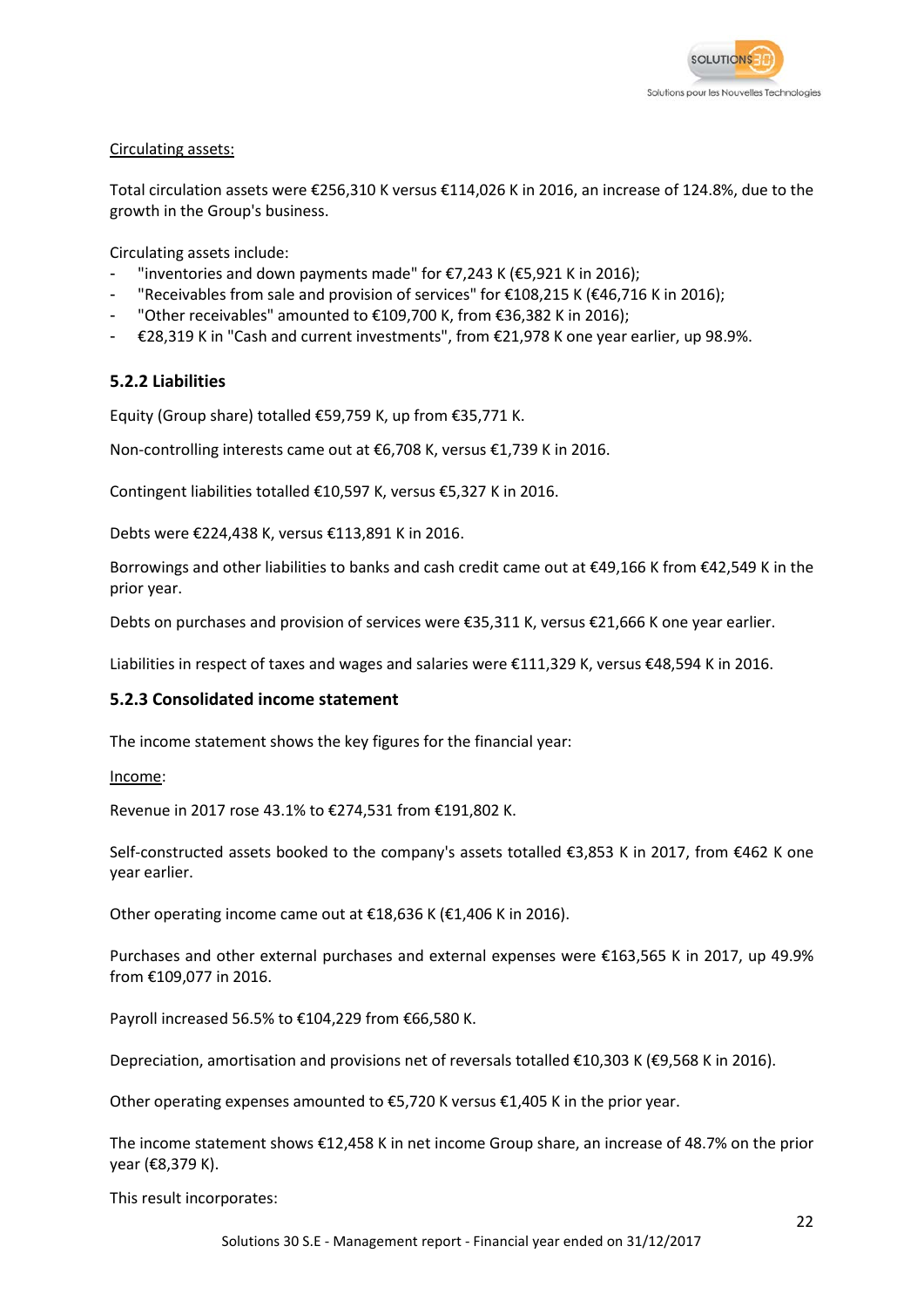Circulating assets:

Total circulation assets were €256,310 K versus €114,026 K in 2016, an increase of 124.8%, due to the growth in the Group's business.

Circulating assets include:

- "inventories and down payments made" for €7,243 K (€5,921 K in 2016);
- "Receivables from sale and provision of services" for €108,215 K (€46,716 K in 2016);
- "Other receivables" amounted to €109,700 K, from €36,382 K in 2016);
- €28,319 K in "Cash and current investments", from €21,978 K one year earlier, up 98.9%.

### 5.2.2 Liabilities

Equity (Group share) totalled €59,759 K, up from €35,771 K.

Non-controlling interests came out at €6,708 K, versus €1,739 K in 2016.

Contingent liabilities totalled €10,597 K, versus €5,327 K in 2016.

Debts were €224,438 K, versus €113,891 K in 2016.

Borrowings and other liabilities to banks and cash credit came out at €49,166 K from €42,549 K in the prior year.

Debts on purchases and provision of services were €35,311 K, versus €21,666 K one year earlier.

Liabilities in respect of taxes and wages and salaries were €111,329 K, versus €48,594 K in 2016.

### 5.2.3 Consolidated income statement

The income statement shows the key figures for the financial year:

Income:

Revenue in 2017 rose 43.1% to €274,531 from €191,802 K.

Self-constructed assets booked to the company's assets totalled €3,853 K in 2017, from €462 K one year earlier.

Other operating income came out at €18,636 K (€1,406 K in 2016).

Purchases and other external purchases and external expenses were €163,565 K in 2017, up 49.9% from €109,077 in 2016.

Payroll increased 56.5% to €104,229 from €66,580 K.

Depreciation, amortisation and provisions net of reversals totalled €10,303 K (€9,568 K in 2016).

Other operating expenses amounted to €5,720 K versus €1,405 K in the prior year.

The income statement shows €12,458 K in net income Group share, an increase of 48.7% on the prior year (€8,379 K).

This result incorporates: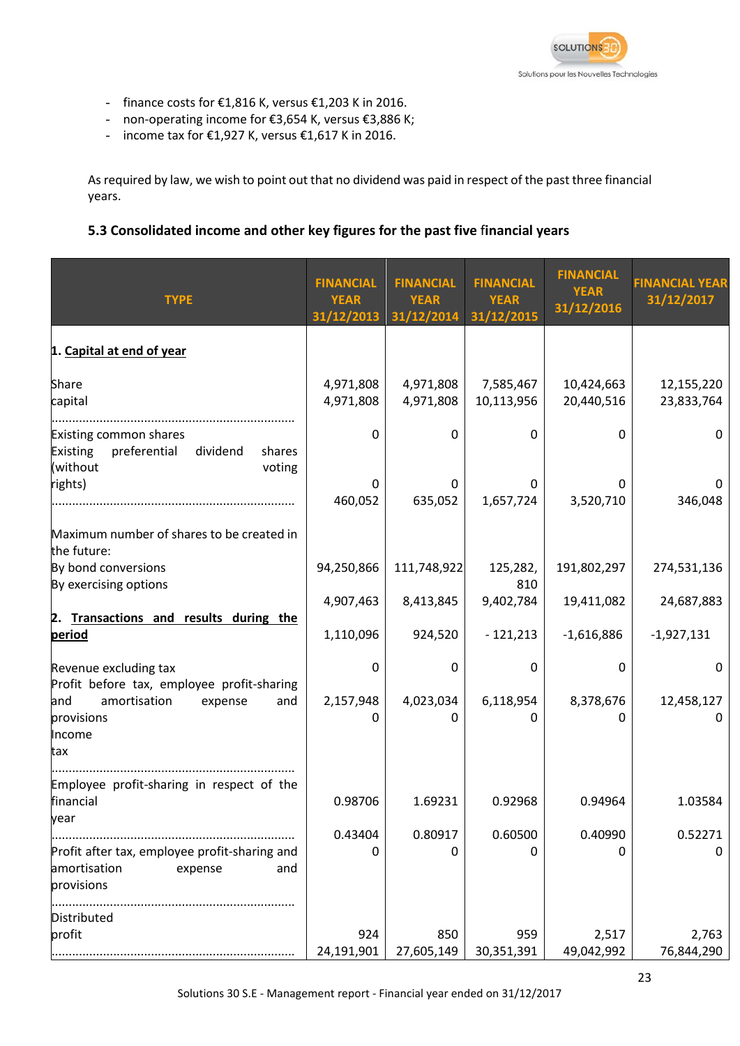- finance costs for €1,816 K, versus €1,203 K in 2016.
- non-operating income for €3,654 K, versus €3,886 K;
- income tax for €1,927 K, versus €1,617 K in 2016.

As required by law, we wish to point out that no dividend was paid in respect of the past three financial years.

### 5.3 Consolidated income and other key figures for the past five financial years

| TYPE | FINANCIAL YEAR 31/12/2013 | FINANCIAL YEAR 31/12/2014 | FINANCIAL YEAR 31/12/2015 | FINANCIAL YEAR 31/12/2016 | FINANCIAL YEAR 31/12/2017 |
|---|---|---|---|---|---|
| **1. Capital at end of year** | | | | | |
| Share capital | 4,971,808<br>4,971,808 | 4,971,808<br>4,971,808 | 7,585,467<br>10,113,956 | 10,424,663<br>20,440,516 | 12,155,220<br>23,833,764 |
| Existing common shares<br>Existing preferential dividend shares (without voting rights) | 0<br><br>0<br>460,052 | 0<br><br>0<br>635,052 | 0<br><br>0<br>1,657,724 | 0<br><br>0<br>3,520,710 | 0<br><br>0<br>346,048 |
| Maximum number of shares to be created in the future:<br>By bond conversions<br>By exercising options | 94,250,866<br><br>4,907,463 | 111,748,922<br><br>8,413,845 | 125,282,810<br><br>9,402,784 | 191,802,297<br><br>19,411,082 | 274,531,136<br><br>24,687,883 |
| **2. Transactions and results during the period** | 1,110,096 | 924,520 | - 121,213 | -1,616,886 | -1,927,131 |
| Revenue excluding tax<br>Profit before tax, employee profit-sharing and amortisation expense and provisions<br>Income tax | 0<br><br>2,157,948<br>0 | 0<br><br>4,023,034<br>0 | 0<br><br>6,118,954<br>0 | 0<br><br>8,378,676<br>0 | 0<br><br>12,458,127<br>0 |
| Employee profit-sharing in respect of the financial year | 0.98706<br><br>0.43404<br>0 | 1.69231<br><br>0.80917<br>0 | 0.92968<br><br>0.60500<br>0 | 0.94964<br><br>0.40990<br>0 | 1.03584<br><br>0.52271<br>0 |
| Profit after tax, employee profit-sharing and amortisation expense and provisions | | | | | |
| Distributed profit | 924<br>24,191,901 | 850<br>27,605,149 | 959<br>30,351,391 | 2,517<br>49,042,992 | 2,763<br>76,844,290 |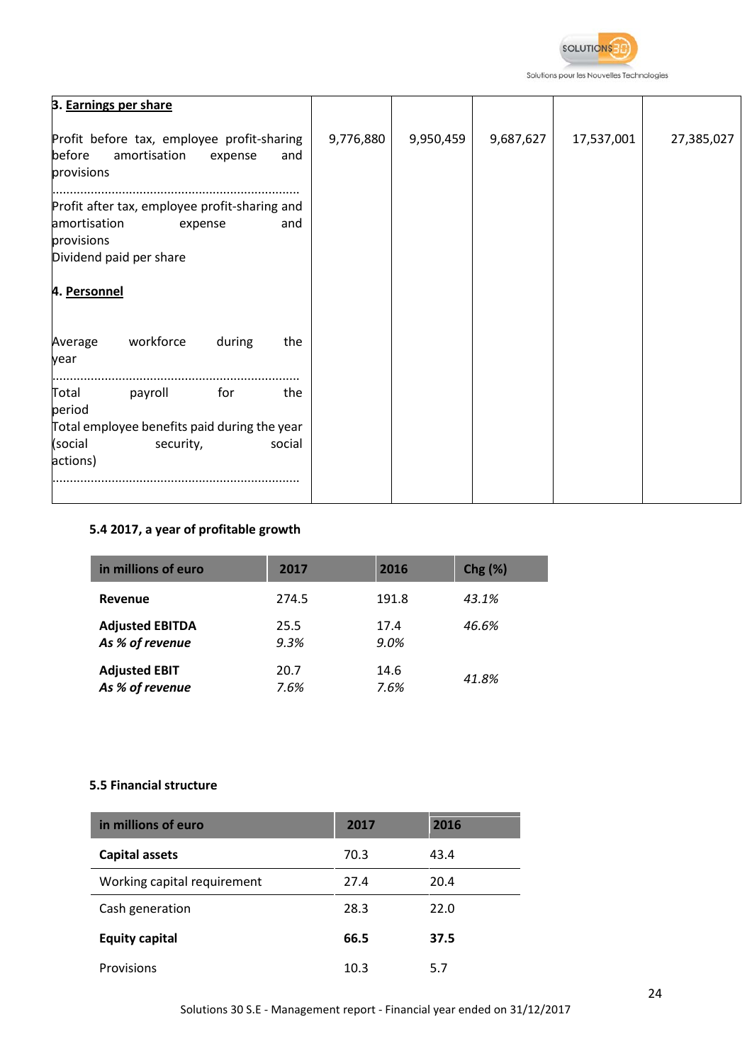| **3. Earnings per share** | | | | | |
|---|---|---|---|---|---|
| Profit before tax, employee profit-sharing before amortisation expense and provisions ...................................................................... | 9,776,880 | 9,950,459 | 9,687,627 | 17,537,001 | 27,385,027 |
| Profit after tax, employee profit-sharing and amortisation expense and provisions | | | | | |
| Dividend paid per share | | | | | |
| **4. Personnel** | | | | | |
| Average workforce during the year ...................................................................... | | | | | |
| Total payroll for the period | | | | | |
| Total employee benefits paid during the year (social security, social actions) ...................................................................... | | | | | |

### 5.4 2017, a year of profitable growth

| in millions of euro | 2017 | 2016 | Chg (%) |
|---|---|---|---|
| **Revenue** | 274.5 | 191.8 | *43.1%* |
| **Adjusted EBITDA** | 25.5 | 17.4 | *46.6%* |
| ***As % of revenue*** | *9.3%* | *9.0%* | |
| **Adjusted EBIT** | 20.7 | 14.6 | *41.8%* |
| ***As % of revenue*** | *7.6%* | *7.6%* | |

### 5.5 Financial structure

| in millions of euro | 2017 | 2016 |
|---|---|---|
| **Capital assets** | 70.3 | 43.4 |
| Working capital requirement | 27.4 | 20.4 |
| Cash generation | 28.3 | 22.0 |
| **Equity capital** | **66.5** | **37.5** |
| Provisions | 10.3 | 5.7 |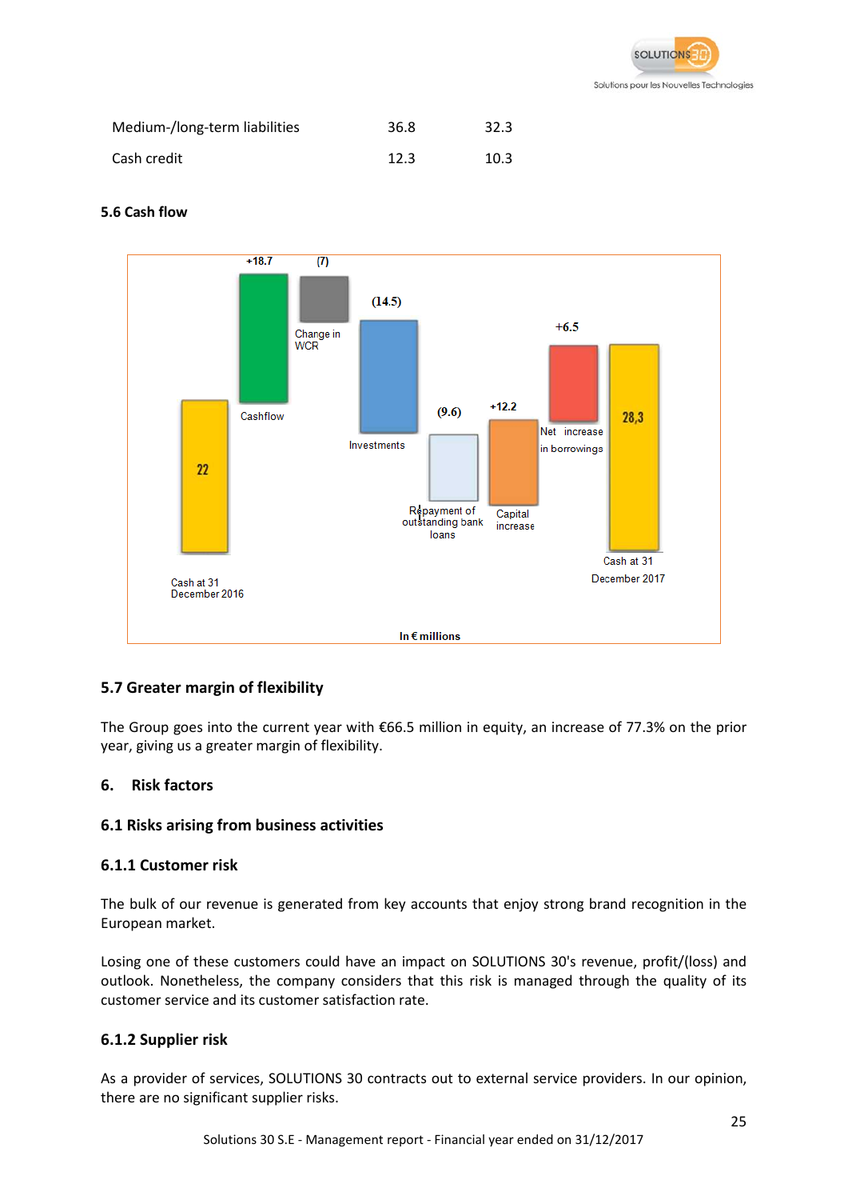| Medium-/long-term liabilities | 36.8 | 32.3 |
|---|---|---|
| Cash credit | 12.3 | 10.3 |

### 5.6 Cash flow

Cash at 31 December 2016: 22
Cashflow: +18.7
Change in WCR: (7)
Investments: (14.5)
Repayment of outstanding bank loans: (9.6)
Capital increase: +12.2
Net increase in borrowings: +6.5
Cash at 31 December 2017: 28,3

In € millions

### 5.7 Greater margin of flexibility

The Group goes into the current year with €66.5 million in equity, an increase of 77.3% on the prior year, giving us a greater margin of flexibility.

## 6. Risk factors

### 6.1 Risks arising from business activities

#### 6.1.1 Customer risk

The bulk of our revenue is generated from key accounts that enjoy strong brand recognition in the European market.

Losing one of these customers could have an impact on SOLUTIONS 30's revenue, profit/(loss) and outlook. Nonetheless, the company considers that this risk is managed through the quality of its customer service and its customer satisfaction rate.

#### 6.1.2 Supplier risk

As a provider of services, SOLUTIONS 30 contracts out to external service providers. In our opinion, there are no significant supplier risks.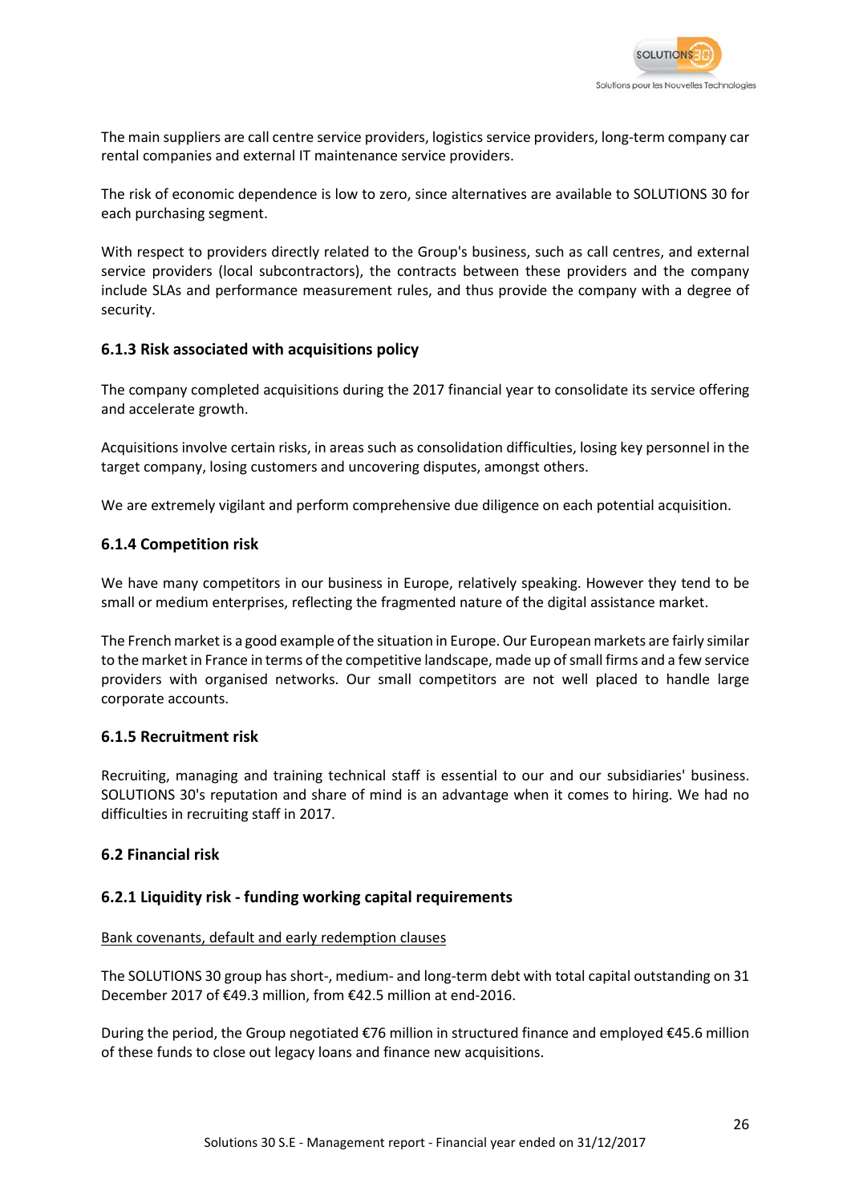The main suppliers are call centre service providers, logistics service providers, long-term company car rental companies and external IT maintenance service providers.

The risk of economic dependence is low to zero, since alternatives are available to SOLUTIONS 30 for each purchasing segment.

With respect to providers directly related to the Group's business, such as call centres, and external service providers (local subcontractors), the contracts between these providers and the company include SLAs and performance measurement rules, and thus provide the company with a degree of security.

### 6.1.3 Risk associated with acquisitions policy

The company completed acquisitions during the 2017 financial year to consolidate its service offering and accelerate growth.

Acquisitions involve certain risks, in areas such as consolidation difficulties, losing key personnel in the target company, losing customers and uncovering disputes, amongst others.

We are extremely vigilant and perform comprehensive due diligence on each potential acquisition.

### 6.1.4 Competition risk

We have many competitors in our business in Europe, relatively speaking. However they tend to be small or medium enterprises, reflecting the fragmented nature of the digital assistance market.

The French market is a good example of the situation in Europe. Our European markets are fairly similar to the market in France in terms of the competitive landscape, made up of small firms and a few service providers with organised networks. Our small competitors are not well placed to handle large corporate accounts.

### 6.1.5 Recruitment risk

Recruiting, managing and training technical staff is essential to our and our subsidiaries' business. SOLUTIONS 30's reputation and share of mind is an advantage when it comes to hiring. We had no difficulties in recruiting staff in 2017.

## 6.2 Financial risk

### 6.2.1 Liquidity risk - funding working capital requirements

Bank covenants, default and early redemption clauses

The SOLUTIONS 30 group has short-, medium- and long-term debt with total capital outstanding on 31 December 2017 of €49.3 million, from €42.5 million at end-2016.

During the period, the Group negotiated €76 million in structured finance and employed €45.6 million of these funds to close out legacy loans and finance new acquisitions.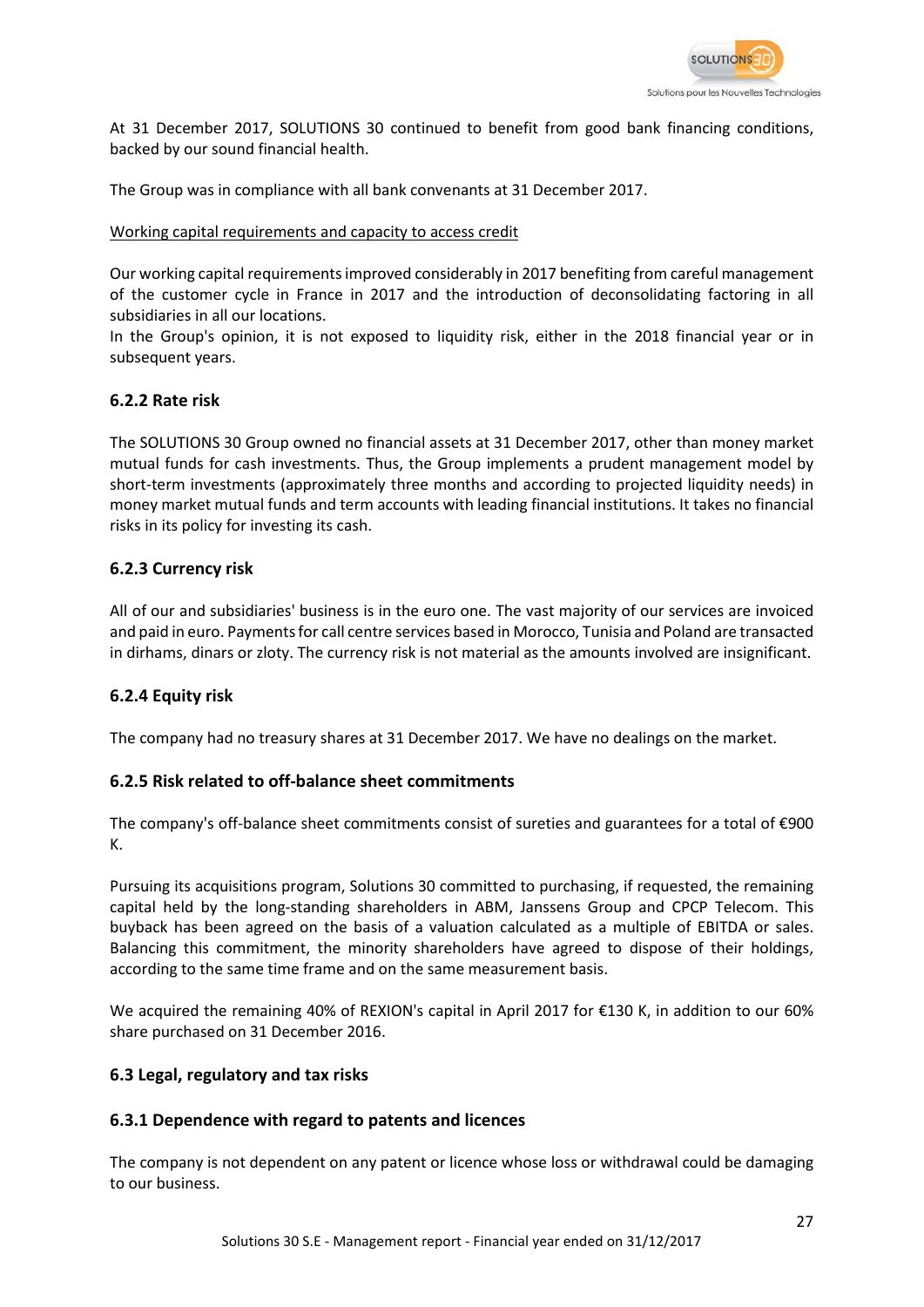At 31 December 2017, SOLUTIONS 30 continued to benefit from good bank financing conditions, backed by our sound financial health.

The Group was in compliance with all bank convenants at 31 December 2017.

Working capital requirements and capacity to access credit

Our working capital requirements improved considerably in 2017 benefiting from careful management of the customer cycle in France in 2017 and the introduction of deconsolidating factoring in all subsidiaries in all our locations.
In the Group's opinion, it is not exposed to liquidity risk, either in the 2018 financial year or in subsequent years.

### 6.2.2 Rate risk

The SOLUTIONS 30 Group owned no financial assets at 31 December 2017, other than money market mutual funds for cash investments. Thus, the Group implements a prudent management model by short-term investments (approximately three months and according to projected liquidity needs) in money market mutual funds and term accounts with leading financial institutions. It takes no financial risks in its policy for investing its cash.

### 6.2.3 Currency risk

All of our and subsidiaries' business is in the euro one. The vast majority of our services are invoiced and paid in euro. Payments for call centre services based in Morocco, Tunisia and Poland are transacted in dirhams, dinars or zloty. The currency risk is not material as the amounts involved are insignificant.

### 6.2.4 Equity risk

The company had no treasury shares at 31 December 2017. We have no dealings on the market.

### 6.2.5 Risk related to off-balance sheet commitments

The company's off-balance sheet commitments consist of sureties and guarantees for a total of €900 K.

Pursuing its acquisitions program, Solutions 30 committed to purchasing, if requested, the remaining capital held by the long-standing shareholders in ABM, Janssens Group and CPCP Telecom. This buyback has been agreed on the basis of a valuation calculated as a multiple of EBITDA or sales. Balancing this commitment, the minority shareholders have agreed to dispose of their holdings, according to the same time frame and on the same measurement basis.

We acquired the remaining 40% of REXION's capital in April 2017 for €130 K, in addition to our 60% share purchased on 31 December 2016.

## 6.3 Legal, regulatory and tax risks

### 6.3.1 Dependence with regard to patents and licences

The company is not dependent on any patent or licence whose loss or withdrawal could be damaging to our business.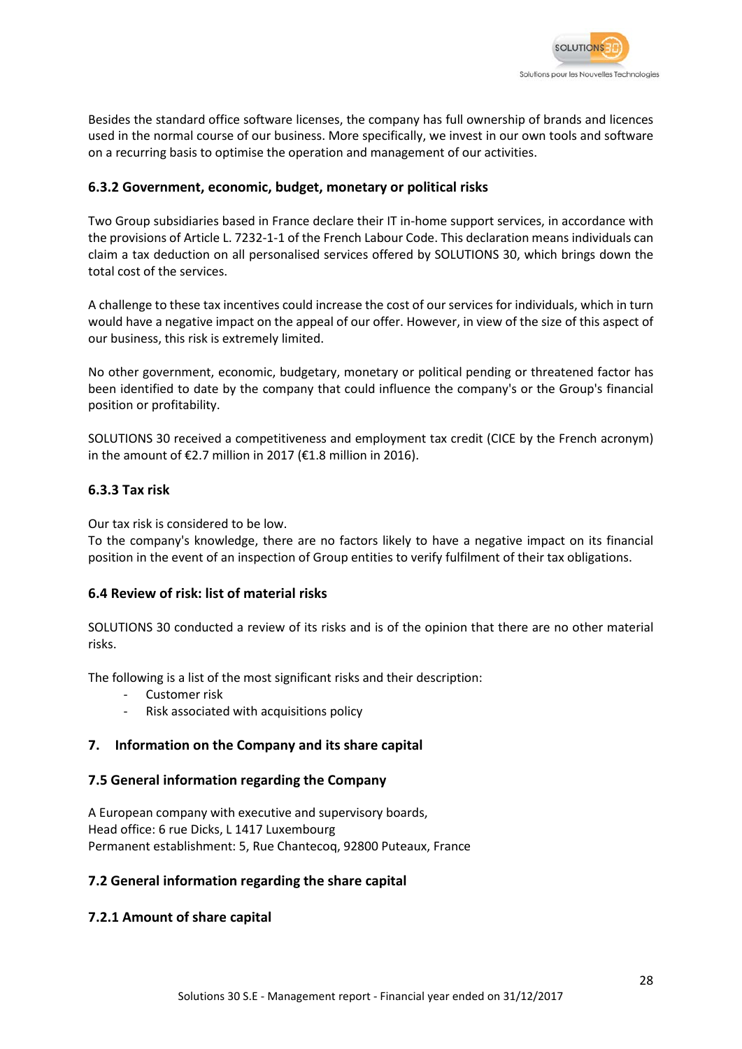Besides the standard office software licenses, the company has full ownership of brands and licences used in the normal course of our business. More specifically, we invest in our own tools and software on a recurring basis to optimise the operation and management of our activities.

### 6.3.2 Government, economic, budget, monetary or political risks

Two Group subsidiaries based in France declare their IT in-home support services, in accordance with the provisions of Article L. 7232-1-1 of the French Labour Code. This declaration means individuals can claim a tax deduction on all personalised services offered by SOLUTIONS 30, which brings down the total cost of the services.

A challenge to these tax incentives could increase the cost of our services for individuals, which in turn would have a negative impact on the appeal of our offer. However, in view of the size of this aspect of our business, this risk is extremely limited.

No other government, economic, budgetary, monetary or political pending or threatened factor has been identified to date by the company that could influence the company's or the Group's financial position or profitability.

SOLUTIONS 30 received a competitiveness and employment tax credit (CICE by the French acronym) in the amount of €2.7 million in 2017 (€1.8 million in 2016).

### 6.3.3 Tax risk

Our tax risk is considered to be low.
To the company's knowledge, there are no factors likely to have a negative impact on its financial position in the event of an inspection of Group entities to verify fulfilment of their tax obligations.

### 6.4 Review of risk: list of material risks

SOLUTIONS 30 conducted a review of its risks and is of the opinion that there are no other material risks.

The following is a list of the most significant risks and their description:

- Customer risk
- Risk associated with acquisitions policy

## 7. Information on the Company and its share capital

### 7.5 General information regarding the Company

A European company with executive and supervisory boards,
Head office: 6 rue Dicks, L 1417 Luxembourg
Permanent establishment: 5, Rue Chantecoq, 92800 Puteaux, France

### 7.2 General information regarding the share capital

### 7.2.1 Amount of share capital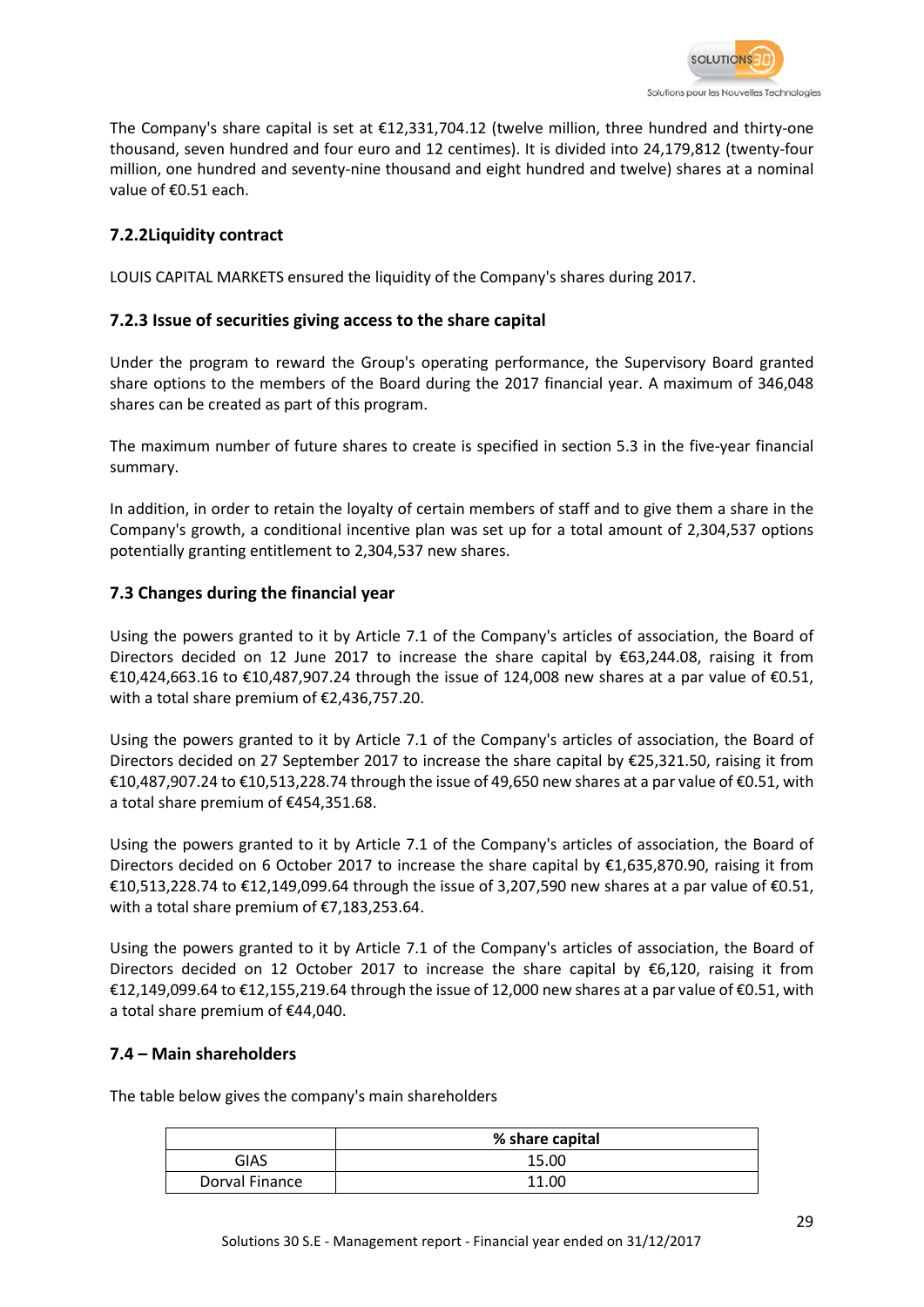The Company's share capital is set at €12,331,704.12 (twelve million, three hundred and thirty-one thousand, seven hundred and four euro and 12 centimes). It is divided into 24,179,812 (twenty-four million, one hundred and seventy-nine thousand and eight hundred and twelve) shares at a nominal value of €0.51 each.

### 7.2.2Liquidity contract

LOUIS CAPITAL MARKETS ensured the liquidity of the Company's shares during 2017.

### 7.2.3 Issue of securities giving access to the share capital

Under the program to reward the Group's operating performance, the Supervisory Board granted share options to the members of the Board during the 2017 financial year. A maximum of 346,048 shares can be created as part of this program.

The maximum number of future shares to create is specified in section 5.3 in the five-year financial summary.

In addition, in order to retain the loyalty of certain members of staff and to give them a share in the Company's growth, a conditional incentive plan was set up for a total amount of 2,304,537 options potentially granting entitlement to 2,304,537 new shares.

## 7.3 Changes during the financial year

Using the powers granted to it by Article 7.1 of the Company's articles of association, the Board of Directors decided on 12 June 2017 to increase the share capital by €63,244.08, raising it from €10,424,663.16 to €10,487,907.24 through the issue of 124,008 new shares at a par value of €0.51, with a total share premium of €2,436,757.20.

Using the powers granted to it by Article 7.1 of the Company's articles of association, the Board of Directors decided on 27 September 2017 to increase the share capital by €25,321.50, raising it from €10,487,907.24 to €10,513,228.74 through the issue of 49,650 new shares at a par value of €0.51, with a total share premium of €454,351.68.

Using the powers granted to it by Article 7.1 of the Company's articles of association, the Board of Directors decided on 6 October 2017 to increase the share capital by €1,635,870.90, raising it from €10,513,228.74 to €12,149,099.64 through the issue of 3,207,590 new shares at a par value of €0.51, with a total share premium of €7,183,253.64.

Using the powers granted to it by Article 7.1 of the Company's articles of association, the Board of Directors decided on 12 October 2017 to increase the share capital by €6,120, raising it from €12,149,099.64 to €12,155,219.64 through the issue of 12,000 new shares at a par value of €0.51, with a total share premium of €44,040.

## 7.4 – Main shareholders

The table below gives the company's main shareholders

| | % share capital |
|---|---|
| GIAS | 15.00 |
| Dorval Finance | 11.00 |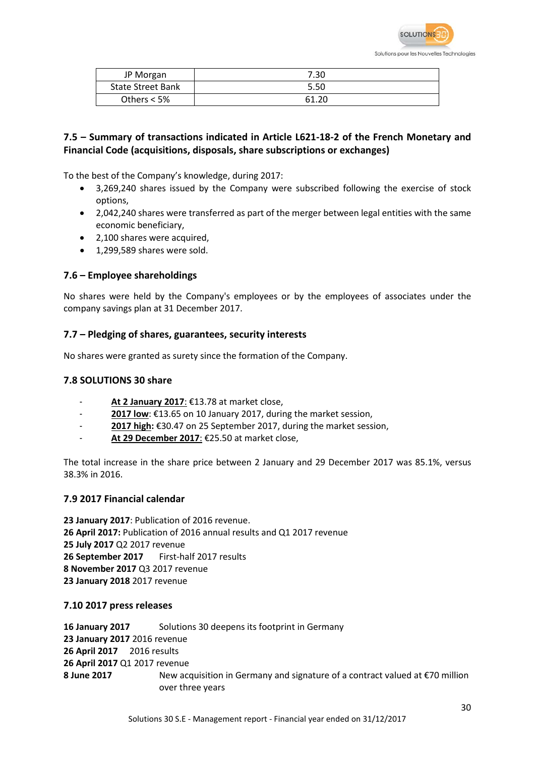| JP Morgan | 7.30 |
|---|---|
| State Street Bank | 5.50 |
| Others < 5% | 61.20 |

### 7.5 – Summary of transactions indicated in Article L621-18-2 of the French Monetary and Financial Code (acquisitions, disposals, share subscriptions or exchanges)

To the best of the Company's knowledge, during 2017:

- 3,269,240 shares issued by the Company were subscribed following the exercise of stock options,
- 2,042,240 shares were transferred as part of the merger between legal entities with the same economic beneficiary,
- 2,100 shares were acquired,
- 1,299,589 shares were sold.

### 7.6 – Employee shareholdings

No shares were held by the Company's employees or by the employees of associates under the company savings plan at 31 December 2017.

### 7.7 – Pledging of shares, guarantees, security interests

No shares were granted as surety since the formation of the Company.

### 7.8 SOLUTIONS 30 share

- **At 2 January 2017**: €13.78 at market close,
- **2017 low**: €13.65 on 10 January 2017, during the market session,
- **2017 high:** €30.47 on 25 September 2017, during the market session,
- **At 29 December 2017**: €25.50 at market close,

The total increase in the share price between 2 January and 29 December 2017 was 85.1%, versus 38.3% in 2016.

### 7.9 2017 Financial calendar

**23 January 2017**: Publication of 2016 revenue.
**26 April 2017:** Publication of 2016 annual results and Q1 2017 revenue
**25 July 2017** Q2 2017 revenue
**26 September 2017** First-half 2017 results
**8 November 2017** Q3 2017 revenue
**23 January 2018** 2017 revenue

### 7.10 2017 press releases

**16 January 2017** Solutions 30 deepens its footprint in Germany
**23 January 2017** 2016 revenue
**26 April 2017** 2016 results
**26 April 2017** Q1 2017 revenue
**8 June 2017** New acquisition in Germany and signature of a contract valued at €70 million over three years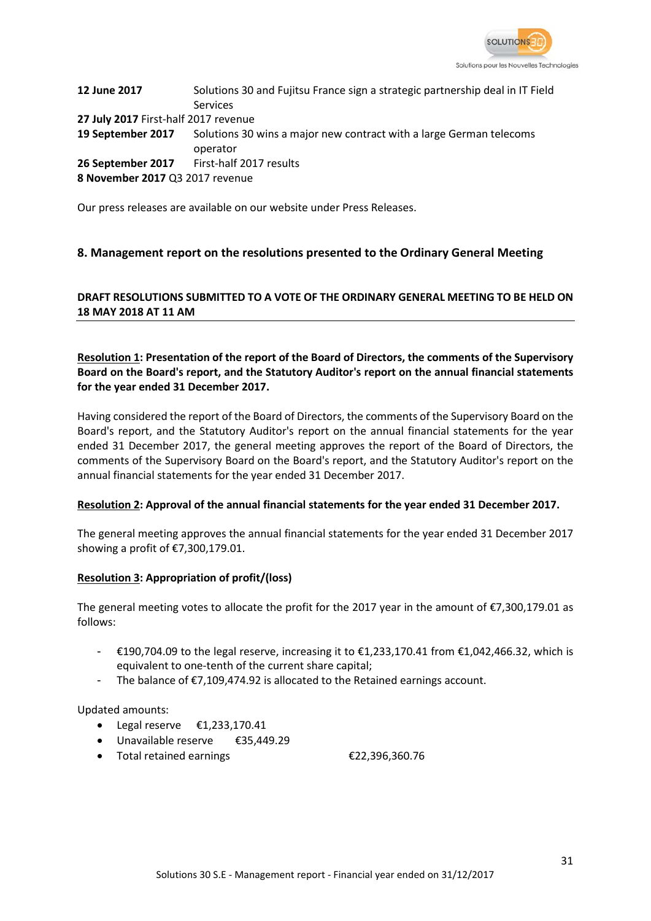**12 June 2017** Solutions 30 and Fujitsu France sign a strategic partnership deal in IT Field Services

**27 July 2017** First-half 2017 revenue

**19 September 2017** Solutions 30 wins a major new contract with a large German telecoms operator

**26 September 2017** First-half 2017 results

**8 November 2017** Q3 2017 revenue

Our press releases are available on our website under Press Releases.

## 8. Management report on the resolutions presented to the Ordinary General Meeting

**DRAFT RESOLUTIONS SUBMITTED TO A VOTE OF THE ORDINARY GENERAL MEETING TO BE HELD ON 18 MAY 2018 AT 11 AM**

**Resolution 1: Presentation of the report of the Board of Directors, the comments of the Supervisory Board on the Board's report, and the Statutory Auditor's report on the annual financial statements for the year ended 31 December 2017.**

Having considered the report of the Board of Directors, the comments of the Supervisory Board on the Board's report, and the Statutory Auditor's report on the annual financial statements for the year ended 31 December 2017, the general meeting approves the report of the Board of Directors, the comments of the Supervisory Board on the Board's report, and the Statutory Auditor's report on the annual financial statements for the year ended 31 December 2017.

**Resolution 2: Approval of the annual financial statements for the year ended 31 December 2017.**

The general meeting approves the annual financial statements for the year ended 31 December 2017 showing a profit of €7,300,179.01.

**Resolution 3: Appropriation of profit/(loss)**

The general meeting votes to allocate the profit for the 2017 year in the amount of €7,300,179.01 as follows:

- €190,704.09 to the legal reserve, increasing it to €1,233,170.41 from €1,042,466.32, which is equivalent to one-tenth of the current share capital;
- The balance of €7,109,474.92 is allocated to the Retained earnings account.

Updated amounts:

- Legal reserve €1,233,170.41
- Unavailable reserve €35,449.29
- Total retained earnings €22,396,360.76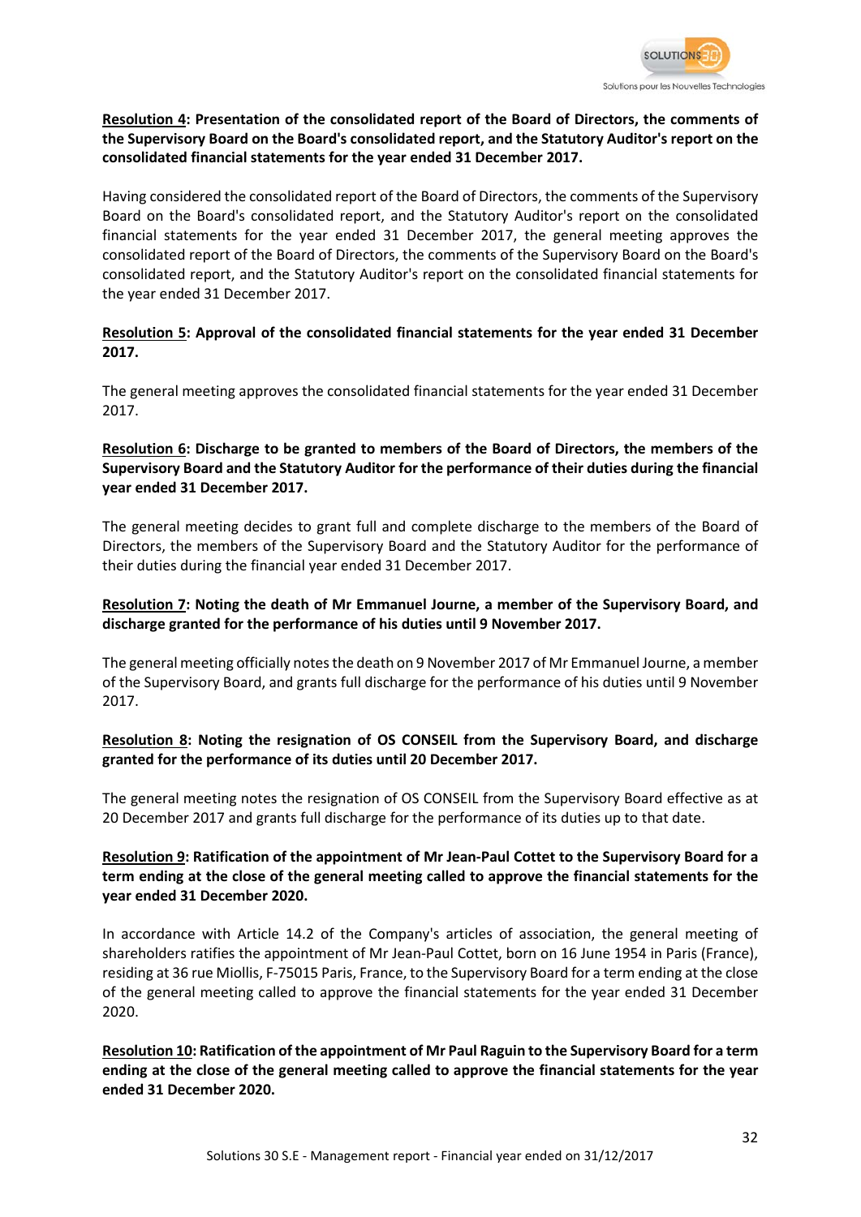**<u>Resolution 4</u>: Presentation of the consolidated report of the Board of Directors, the comments of the Supervisory Board on the Board's consolidated report, and the Statutory Auditor's report on the consolidated financial statements for the year ended 31 December 2017.**

Having considered the consolidated report of the Board of Directors, the comments of the Supervisory Board on the Board's consolidated report, and the Statutory Auditor's report on the consolidated financial statements for the year ended 31 December 2017, the general meeting approves the consolidated report of the Board of Directors, the comments of the Supervisory Board on the Board's consolidated report, and the Statutory Auditor's report on the consolidated financial statements for the year ended 31 December 2017.

**<u>Resolution 5</u>: Approval of the consolidated financial statements for the year ended 31 December 2017.**

The general meeting approves the consolidated financial statements for the year ended 31 December 2017.

**<u>Resolution 6</u>: Discharge to be granted to members of the Board of Directors, the members of the Supervisory Board and the Statutory Auditor for the performance of their duties during the financial year ended 31 December 2017.**

The general meeting decides to grant full and complete discharge to the members of the Board of Directors, the members of the Supervisory Board and the Statutory Auditor for the performance of their duties during the financial year ended 31 December 2017.

**<u>Resolution 7</u>: Noting the death of Mr Emmanuel Journe, a member of the Supervisory Board, and discharge granted for the performance of his duties until 9 November 2017.**

The general meeting officially notes the death on 9 November 2017 of Mr Emmanuel Journe, a member of the Supervisory Board, and grants full discharge for the performance of his duties until 9 November 2017.

**<u>Resolution 8</u>: Noting the resignation of OS CONSEIL from the Supervisory Board, and discharge granted for the performance of its duties until 20 December 2017.**

The general meeting notes the resignation of OS CONSEIL from the Supervisory Board effective as at 20 December 2017 and grants full discharge for the performance of its duties up to that date.

**<u>Resolution 9</u>: Ratification of the appointment of Mr Jean-Paul Cottet to the Supervisory Board for a term ending at the close of the general meeting called to approve the financial statements for the year ended 31 December 2020.**

In accordance with Article 14.2 of the Company's articles of association, the general meeting of shareholders ratifies the appointment of Mr Jean-Paul Cottet, born on 16 June 1954 in Paris (France), residing at 36 rue Miollis, F-75015 Paris, France, to the Supervisory Board for a term ending at the close of the general meeting called to approve the financial statements for the year ended 31 December 2020.

**<u>Resolution 10</u>: Ratification of the appointment of Mr Paul Raguin to the Supervisory Board for a term ending at the close of the general meeting called to approve the financial statements for the year ended 31 December 2020.**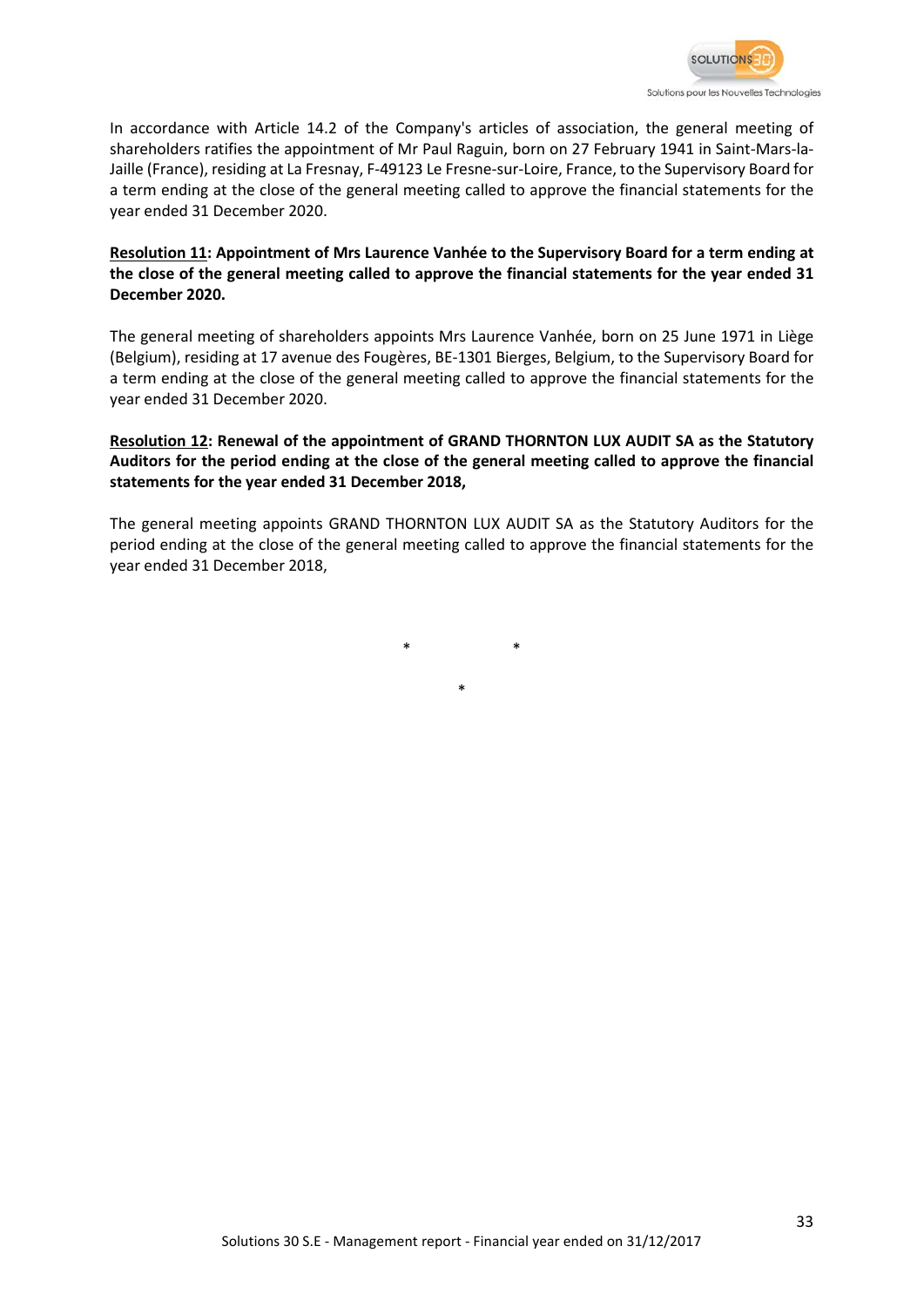In accordance with Article 14.2 of the Company's articles of association, the general meeting of shareholders ratifies the appointment of Mr Paul Raguin, born on 27 February 1941 in Saint-Mars-la-Jaille (France), residing at La Fresnay, F-49123 Le Fresne-sur-Loire, France, to the Supervisory Board for a term ending at the close of the general meeting called to approve the financial statements for the year ended 31 December 2020.

**<u>Resolution 11</u>: Appointment of Mrs Laurence Vanhée to the Supervisory Board for a term ending at the close of the general meeting called to approve the financial statements for the year ended 31 December 2020.**

The general meeting of shareholders appoints Mrs Laurence Vanhée, born on 25 June 1971 in Liège (Belgium), residing at 17 avenue des Fougères, BE-1301 Bierges, Belgium, to the Supervisory Board for a term ending at the close of the general meeting called to approve the financial statements for the year ended 31 December 2020.

**<u>Resolution 12</u>: Renewal of the appointment of GRAND THORNTON LUX AUDIT SA as the Statutory Auditors for the period ending at the close of the general meeting called to approve the financial statements for the year ended 31 December 2018,**

The general meeting appoints GRAND THORNTON LUX AUDIT SA as the Statutory Auditors for the period ending at the close of the general meeting called to approve the financial statements for the year ended 31 December 2018,

\* \*

\*